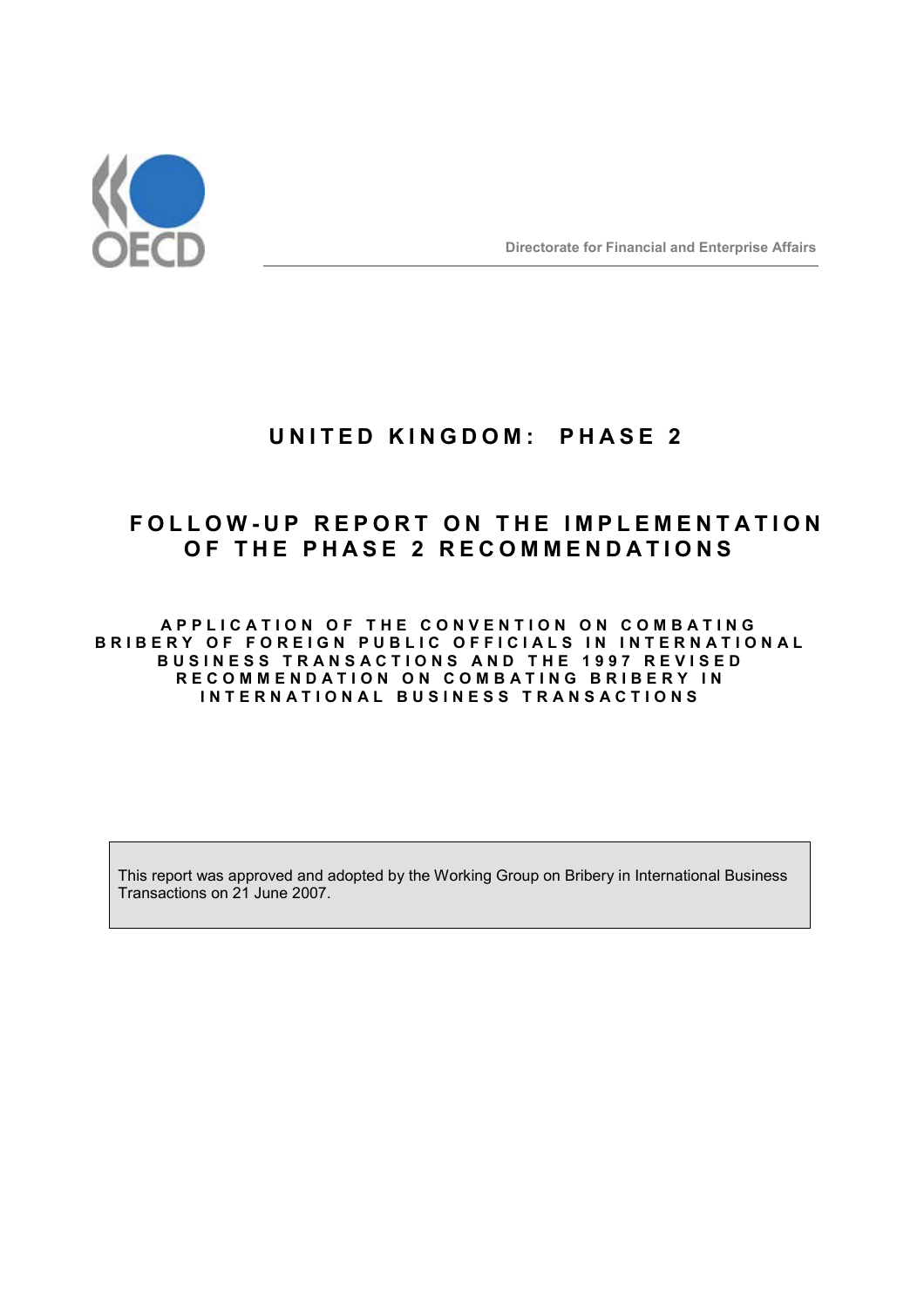Directorate for Financial and Enterprise Affairs

# UNITED KINGDOM: PHASE 2

# FOLLOW-UP REPORT ON THE IMPLEMENTATION OF THE PHASE 2 RECOMMENDATIONS

## APPLICATION OF THE CONVENTION ON COMBATING BRIBERY OF FOREIGN PUBLIC OFFICIALS IN INTERNATIONAL BUSINESS TRANSACTIONS AND THE 1997 REVISED RECOMMENDATION ON COMBATING BRIBERY IN INTERNATIONAL BUSINESS TRANSACTIONS

This report was approved and adopted by the Working Group on Bribery in International Business Transactions on 21 June 2007.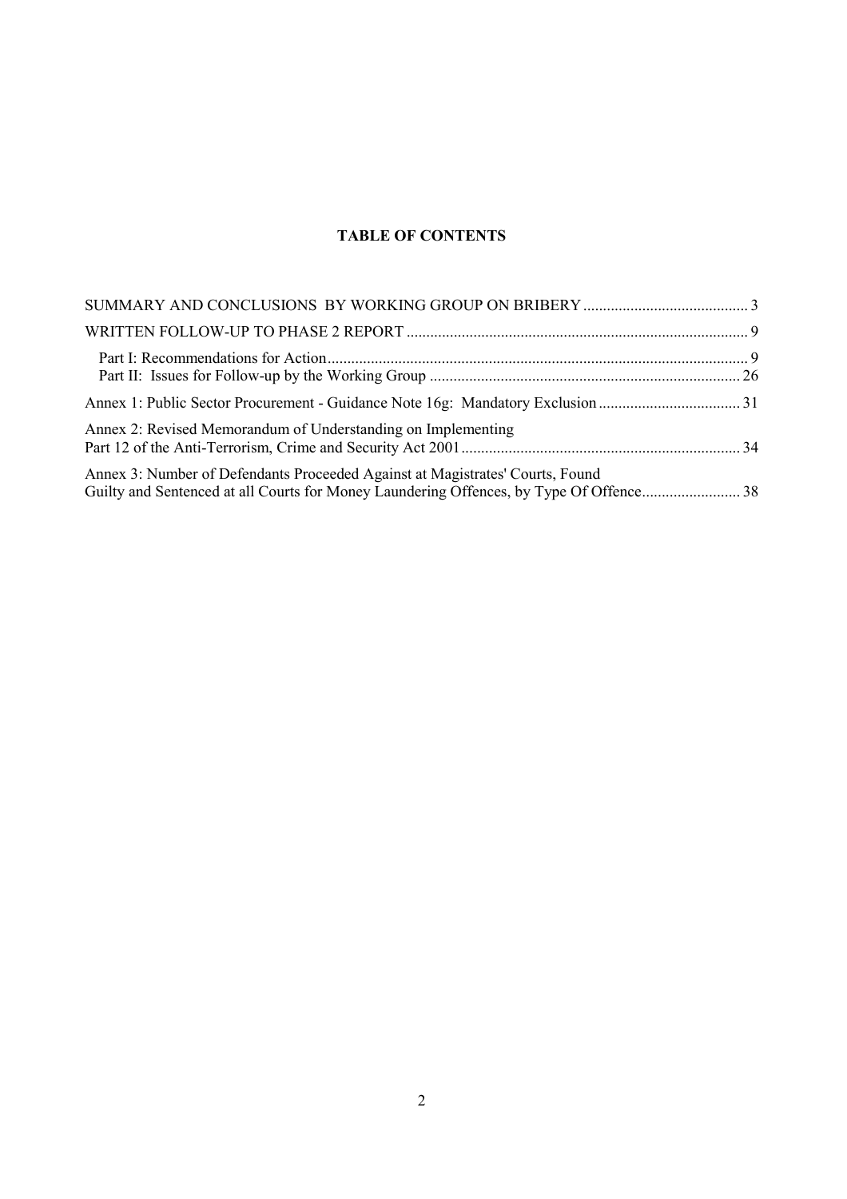**TABLE OF CONTENTS**

SUMMARY AND CONCLUSIONS BY WORKING GROUP ON BRIBERY .......................................... 3

WRITTEN FOLLOW-UP TO PHASE 2 REPORT ...................................................................................... 9

- Part I: Recommendations for Action.......................................................................................................... 9
- Part II: Issues for Follow-up by the Working Group ................................................................................ 26

Annex 1: Public Sector Procurement - Guidance Note 16g: Mandatory Exclusion ................................... 31

Annex 2: Revised Memorandum of Understanding on Implementing Part 12 of the Anti-Terrorism, Crime and Security Act 2001....................................................................... 34

Annex 3: Number of Defendants Proceeded Against at Magistrates' Courts, Found Guilty and Sentenced at all Courts for Money Laundering Offences, by Type Of Offence......................... 38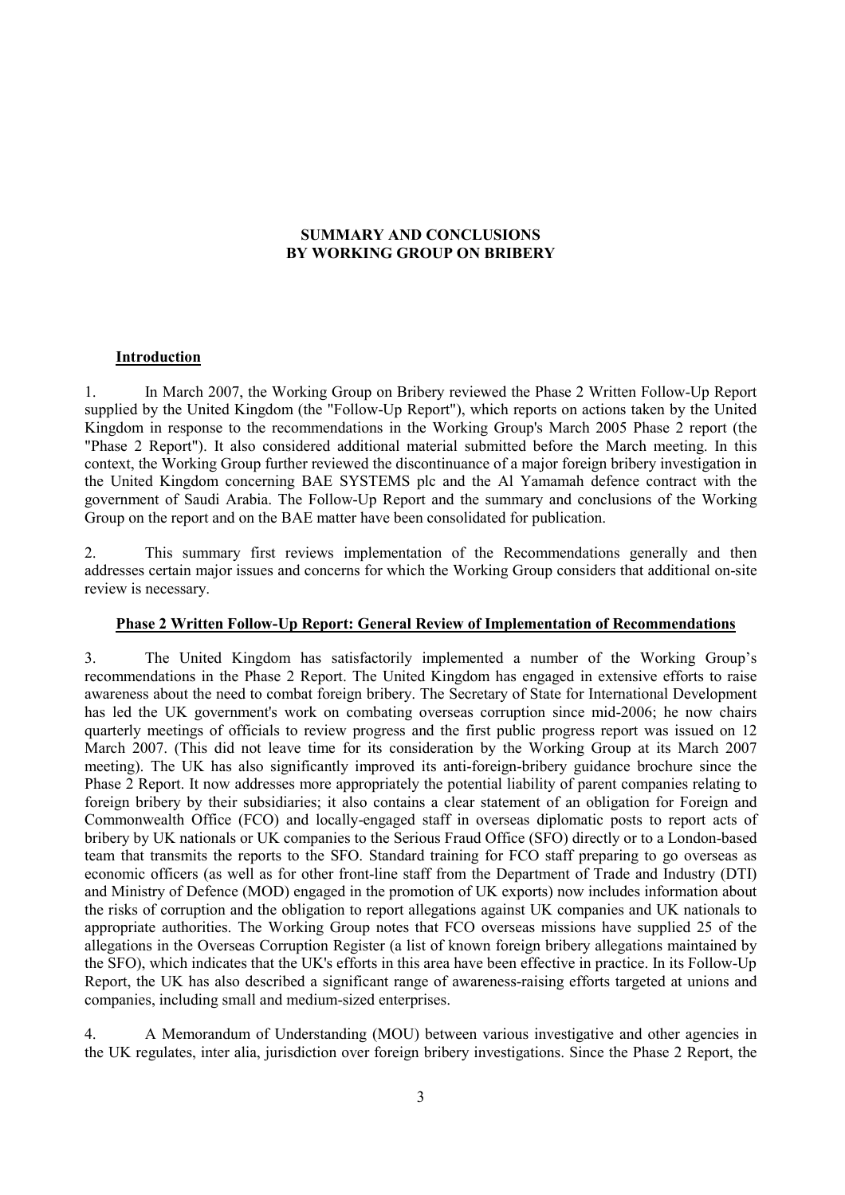**SUMMARY AND CONCLUSIONS**
**BY WORKING GROUP ON BRIBERY**

## Introduction

1. In March 2007, the Working Group on Bribery reviewed the Phase 2 Written Follow-Up Report supplied by the United Kingdom (the "Follow-Up Report"), which reports on actions taken by the United Kingdom in response to the recommendations in the Working Group's March 2005 Phase 2 report (the "Phase 2 Report"). It also considered additional material submitted before the March meeting. In this context, the Working Group further reviewed the discontinuance of a major foreign bribery investigation in the United Kingdom concerning BAE SYSTEMS plc and the Al Yamamah defence contract with the government of Saudi Arabia. The Follow-Up Report and the summary and conclusions of the Working Group on the report and on the BAE matter have been consolidated for publication.

2. This summary first reviews implementation of the Recommendations generally and then addresses certain major issues and concerns for which the Working Group considers that additional on-site review is necessary.

## Phase 2 Written Follow-Up Report: General Review of Implementation of Recommendations

3. The United Kingdom has satisfactorily implemented a number of the Working Group's recommendations in the Phase 2 Report. The United Kingdom has engaged in extensive efforts to raise awareness about the need to combat foreign bribery. The Secretary of State for International Development has led the UK government's work on combating overseas corruption since mid-2006; he now chairs quarterly meetings of officials to review progress and the first public progress report was issued on 12 March 2007. (This did not leave time for its consideration by the Working Group at its March 2007 meeting). The UK has also significantly improved its anti-foreign-bribery guidance brochure since the Phase 2 Report. It now addresses more appropriately the potential liability of parent companies relating to foreign bribery by their subsidiaries; it also contains a clear statement of an obligation for Foreign and Commonwealth Office (FCO) and locally-engaged staff in overseas diplomatic posts to report acts of bribery by UK nationals or UK companies to the Serious Fraud Office (SFO) directly or to a London-based team that transmits the reports to the SFO. Standard training for FCO staff preparing to go overseas as economic officers (as well as for other front-line staff from the Department of Trade and Industry (DTI) and Ministry of Defence (MOD) engaged in the promotion of UK exports) now includes information about the risks of corruption and the obligation to report allegations against UK companies and UK nationals to appropriate authorities. The Working Group notes that FCO overseas missions have supplied 25 of the allegations in the Overseas Corruption Register (a list of known foreign bribery allegations maintained by the SFO), which indicates that the UK's efforts in this area have been effective in practice. In its Follow-Up Report, the UK has also described a significant range of awareness-raising efforts targeted at unions and companies, including small and medium-sized enterprises.

4. A Memorandum of Understanding (MOU) between various investigative and other agencies in the UK regulates, inter alia, jurisdiction over foreign bribery investigations. Since the Phase 2 Report, the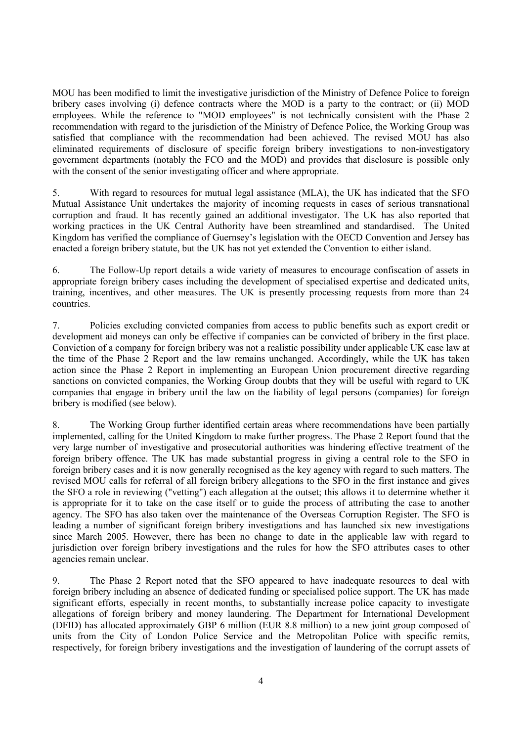MOU has been modified to limit the investigative jurisdiction of the Ministry of Defence Police to foreign bribery cases involving (i) defence contracts where the MOD is a party to the contract; or (ii) MOD employees. While the reference to "MOD employees" is not technically consistent with the Phase 2 recommendation with regard to the jurisdiction of the Ministry of Defence Police, the Working Group was satisfied that compliance with the recommendation had been achieved. The revised MOU has also eliminated requirements of disclosure of specific foreign bribery investigations to non-investigatory government departments (notably the FCO and the MOD) and provides that disclosure is possible only with the consent of the senior investigating officer and where appropriate.

5. With regard to resources for mutual legal assistance (MLA), the UK has indicated that the SFO Mutual Assistance Unit undertakes the majority of incoming requests in cases of serious transnational corruption and fraud. It has recently gained an additional investigator. The UK has also reported that working practices in the UK Central Authority have been streamlined and standardised. The United Kingdom has verified the compliance of Guernsey's legislation with the OECD Convention and Jersey has enacted a foreign bribery statute, but the UK has not yet extended the Convention to either island.

6. The Follow-Up report details a wide variety of measures to encourage confiscation of assets in appropriate foreign bribery cases including the development of specialised expertise and dedicated units, training, incentives, and other measures. The UK is presently processing requests from more than 24 countries.

7. Policies excluding convicted companies from access to public benefits such as export credit or development aid moneys can only be effective if companies can be convicted of bribery in the first place. Conviction of a company for foreign bribery was not a realistic possibility under applicable UK case law at the time of the Phase 2 Report and the law remains unchanged. Accordingly, while the UK has taken action since the Phase 2 Report in implementing an European Union procurement directive regarding sanctions on convicted companies, the Working Group doubts that they will be useful with regard to UK companies that engage in bribery until the law on the liability of legal persons (companies) for foreign bribery is modified (see below).

8. The Working Group further identified certain areas where recommendations have been partially implemented, calling for the United Kingdom to make further progress. The Phase 2 Report found that the very large number of investigative and prosecutorial authorities was hindering effective treatment of the foreign bribery offence. The UK has made substantial progress in giving a central role to the SFO in foreign bribery cases and it is now generally recognised as the key agency with regard to such matters. The revised MOU calls for referral of all foreign bribery allegations to the SFO in the first instance and gives the SFO a role in reviewing ("vetting") each allegation at the outset; this allows it to determine whether it is appropriate for it to take on the case itself or to guide the process of attributing the case to another agency. The SFO has also taken over the maintenance of the Overseas Corruption Register. The SFO is leading a number of significant foreign bribery investigations and has launched six new investigations since March 2005. However, there has been no change to date in the applicable law with regard to jurisdiction over foreign bribery investigations and the rules for how the SFO attributes cases to other agencies remain unclear.

9. The Phase 2 Report noted that the SFO appeared to have inadequate resources to deal with foreign bribery including an absence of dedicated funding or specialised police support. The UK has made significant efforts, especially in recent months, to substantially increase police capacity to investigate allegations of foreign bribery and money laundering. The Department for International Development (DFID) has allocated approximately GBP 6 million (EUR 8.8 million) to a new joint group composed of units from the City of London Police Service and the Metropolitan Police with specific remits, respectively, for foreign bribery investigations and the investigation of laundering of the corrupt assets of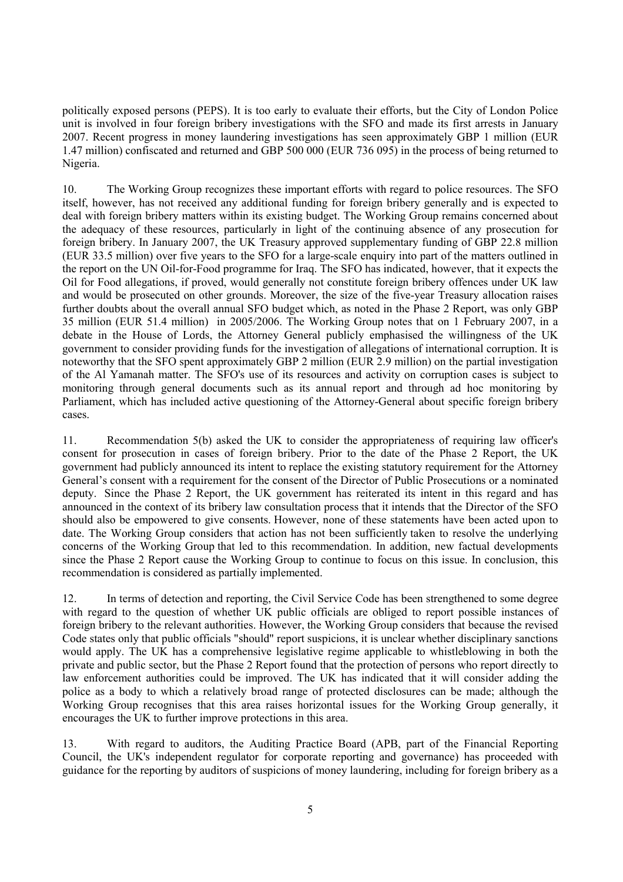politically exposed persons (PEPS). It is too early to evaluate their efforts, but the City of London Police unit is involved in four foreign bribery investigations with the SFO and made its first arrests in January 2007. Recent progress in money laundering investigations has seen approximately GBP 1 million (EUR 1.47 million) confiscated and returned and GBP 500 000 (EUR 736 095) in the process of being returned to Nigeria.

10. The Working Group recognizes these important efforts with regard to police resources. The SFO itself, however, has not received any additional funding for foreign bribery generally and is expected to deal with foreign bribery matters within its existing budget. The Working Group remains concerned about the adequacy of these resources, particularly in light of the continuing absence of any prosecution for foreign bribery. In January 2007, the UK Treasury approved supplementary funding of GBP 22.8 million (EUR 33.5 million) over five years to the SFO for a large-scale enquiry into part of the matters outlined in the report on the UN Oil-for-Food programme for Iraq. The SFO has indicated, however, that it expects the Oil for Food allegations, if proved, would generally not constitute foreign bribery offences under UK law and would be prosecuted on other grounds. Moreover, the size of the five-year Treasury allocation raises further doubts about the overall annual SFO budget which, as noted in the Phase 2 Report, was only GBP 35 million (EUR 51.4 million) in 2005/2006. The Working Group notes that on 1 February 2007, in a debate in the House of Lords, the Attorney General publicly emphasised the willingness of the UK government to consider providing funds for the investigation of allegations of international corruption. It is noteworthy that the SFO spent approximately GBP 2 million (EUR 2.9 million) on the partial investigation of the Al Yamanah matter. The SFO's use of its resources and activity on corruption cases is subject to monitoring through general documents such as its annual report and through ad hoc monitoring by Parliament, which has included active questioning of the Attorney-General about specific foreign bribery cases.

11. Recommendation 5(b) asked the UK to consider the appropriateness of requiring law officer's consent for prosecution in cases of foreign bribery. Prior to the date of the Phase 2 Report, the UK government had publicly announced its intent to replace the existing statutory requirement for the Attorney General's consent with a requirement for the consent of the Director of Public Prosecutions or a nominated deputy. Since the Phase 2 Report, the UK government has reiterated its intent in this regard and has announced in the context of its bribery law consultation process that it intends that the Director of the SFO should also be empowered to give consents. However, none of these statements have been acted upon to date. The Working Group considers that action has not been sufficiently taken to resolve the underlying concerns of the Working Group that led to this recommendation. In addition, new factual developments since the Phase 2 Report cause the Working Group to continue to focus on this issue. In conclusion, this recommendation is considered as partially implemented.

12. In terms of detection and reporting, the Civil Service Code has been strengthened to some degree with regard to the question of whether UK public officials are obliged to report possible instances of foreign bribery to the relevant authorities. However, the Working Group considers that because the revised Code states only that public officials "should" report suspicions, it is unclear whether disciplinary sanctions would apply. The UK has a comprehensive legislative regime applicable to whistleblowing in both the private and public sector, but the Phase 2 Report found that the protection of persons who report directly to law enforcement authorities could be improved. The UK has indicated that it will consider adding the police as a body to which a relatively broad range of protected disclosures can be made; although the Working Group recognises that this area raises horizontal issues for the Working Group generally, it encourages the UK to further improve protections in this area.

13. With regard to auditors, the Auditing Practice Board (APB, part of the Financial Reporting Council, the UK's independent regulator for corporate reporting and governance) has proceeded with guidance for the reporting by auditors of suspicions of money laundering, including for foreign bribery as a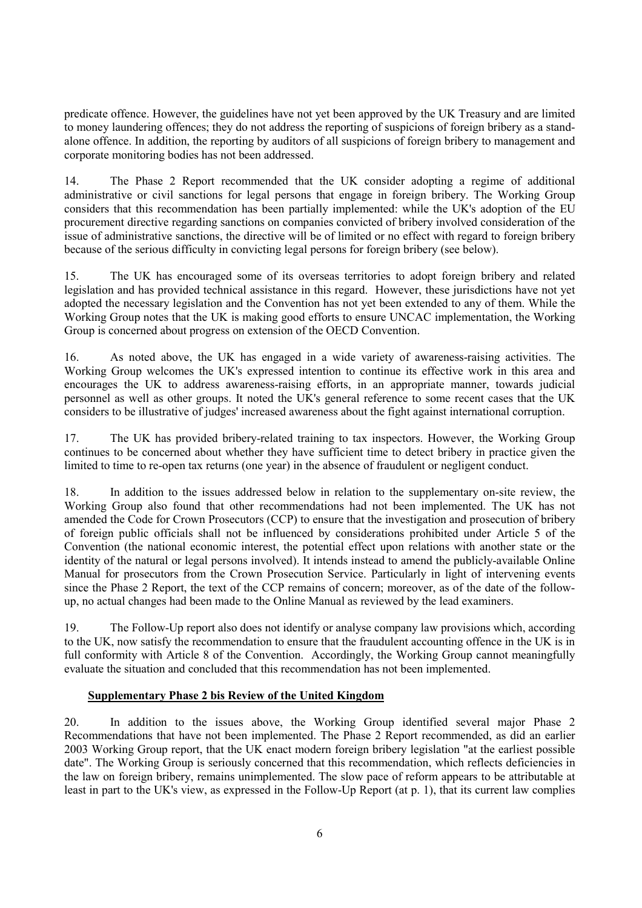predicate offence. However, the guidelines have not yet been approved by the UK Treasury and are limited to money laundering offences; they do not address the reporting of suspicions of foreign bribery as a stand-alone offence. In addition, the reporting by auditors of all suspicions of foreign bribery to management and corporate monitoring bodies has not been addressed.

14. The Phase 2 Report recommended that the UK consider adopting a regime of additional administrative or civil sanctions for legal persons that engage in foreign bribery. The Working Group considers that this recommendation has been partially implemented: while the UK's adoption of the EU procurement directive regarding sanctions on companies convicted of bribery involved consideration of the issue of administrative sanctions, the directive will be of limited or no effect with regard to foreign bribery because of the serious difficulty in convicting legal persons for foreign bribery (see below).

15. The UK has encouraged some of its overseas territories to adopt foreign bribery and related legislation and has provided technical assistance in this regard. However, these jurisdictions have not yet adopted the necessary legislation and the Convention has not yet been extended to any of them. While the Working Group notes that the UK is making good efforts to ensure UNCAC implementation, the Working Group is concerned about progress on extension of the OECD Convention.

16. As noted above, the UK has engaged in a wide variety of awareness-raising activities. The Working Group welcomes the UK's expressed intention to continue its effective work in this area and encourages the UK to address awareness-raising efforts, in an appropriate manner, towards judicial personnel as well as other groups. It noted the UK's general reference to some recent cases that the UK considers to be illustrative of judges' increased awareness about the fight against international corruption.

17. The UK has provided bribery-related training to tax inspectors. However, the Working Group continues to be concerned about whether they have sufficient time to detect bribery in practice given the limited to time to re-open tax returns (one year) in the absence of fraudulent or negligent conduct.

18. In addition to the issues addressed below in relation to the supplementary on-site review, the Working Group also found that other recommendations had not been implemented. The UK has not amended the Code for Crown Prosecutors (CCP) to ensure that the investigation and prosecution of bribery of foreign public officials shall not be influenced by considerations prohibited under Article 5 of the Convention (the national economic interest, the potential effect upon relations with another state or the identity of the natural or legal persons involved). It intends instead to amend the publicly-available Online Manual for prosecutors from the Crown Prosecution Service. Particularly in light of intervening events since the Phase 2 Report, the text of the CCP remains of concern; moreover, as of the date of the follow-up, no actual changes had been made to the Online Manual as reviewed by the lead examiners.

19. The Follow-Up report also does not identify or analyse company law provisions which, according to the UK, now satisfy the recommendation to ensure that the fraudulent accounting offence in the UK is in full conformity with Article 8 of the Convention. Accordingly, the Working Group cannot meaningfully evaluate the situation and concluded that this recommendation has not been implemented.

## Supplementary Phase 2 bis Review of the United Kingdom

20. In addition to the issues above, the Working Group identified several major Phase 2 Recommendations that have not been implemented. The Phase 2 Report recommended, as did an earlier 2003 Working Group report, that the UK enact modern foreign bribery legislation "at the earliest possible date". The Working Group is seriously concerned that this recommendation, which reflects deficiencies in the law on foreign bribery, remains unimplemented. The slow pace of reform appears to be attributable at least in part to the UK's view, as expressed in the Follow-Up Report (at p. 1), that its current law complies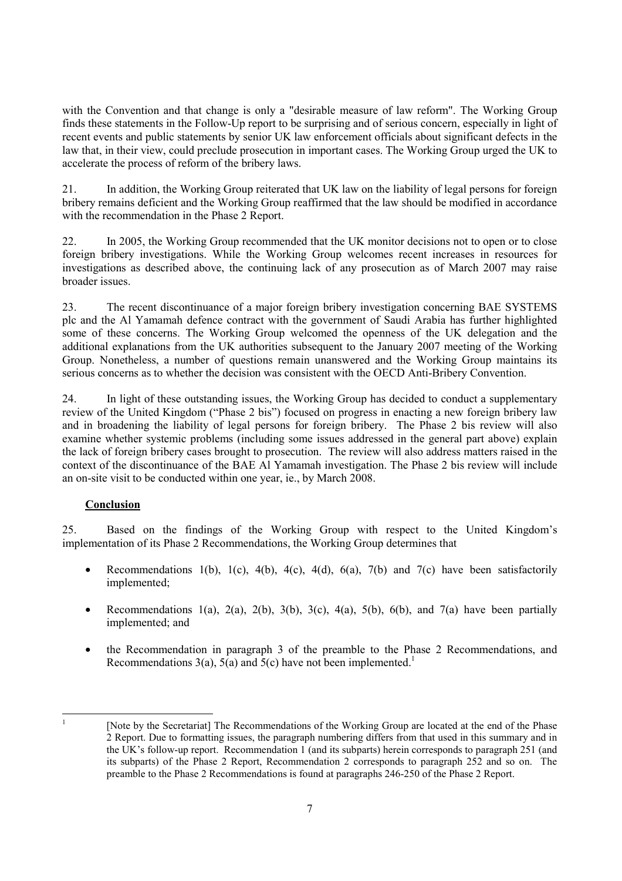with the Convention and that change is only a "desirable measure of law reform". The Working Group finds these statements in the Follow-Up report to be surprising and of serious concern, especially in light of recent events and public statements by senior UK law enforcement officials about significant defects in the law that, in their view, could preclude prosecution in important cases. The Working Group urged the UK to accelerate the process of reform of the bribery laws.

21. In addition, the Working Group reiterated that UK law on the liability of legal persons for foreign bribery remains deficient and the Working Group reaffirmed that the law should be modified in accordance with the recommendation in the Phase 2 Report.

22. In 2005, the Working Group recommended that the UK monitor decisions not to open or to close foreign bribery investigations. While the Working Group welcomes recent increases in resources for investigations as described above, the continuing lack of any prosecution as of March 2007 may raise broader issues.

23. The recent discontinuance of a major foreign bribery investigation concerning BAE SYSTEMS plc and the Al Yamamah defence contract with the government of Saudi Arabia has further highlighted some of these concerns. The Working Group welcomed the openness of the UK delegation and the additional explanations from the UK authorities subsequent to the January 2007 meeting of the Working Group. Nonetheless, a number of questions remain unanswered and the Working Group maintains its serious concerns as to whether the decision was consistent with the OECD Anti-Bribery Convention.

24. In light of these outstanding issues, the Working Group has decided to conduct a supplementary review of the United Kingdom ("Phase 2 bis") focused on progress in enacting a new foreign bribery law and in broadening the liability of legal persons for foreign bribery. The Phase 2 bis review will also examine whether systemic problems (including some issues addressed in the general part above) explain the lack of foreign bribery cases brought to prosecution. The review will also address matters raised in the context of the discontinuance of the BAE Al Yamamah investigation. The Phase 2 bis review will include an on-site visit to be conducted within one year, ie., by March 2008.

## Conclusion

25. Based on the findings of the Working Group with respect to the United Kingdom's implementation of its Phase 2 Recommendations, the Working Group determines that

- Recommendations 1(b), 1(c), 4(b), 4(c), 4(d), 6(a), 7(b) and 7(c) have been satisfactorily implemented;
- Recommendations 1(a), 2(a), 2(b), 3(b), 3(c), 4(a), 5(b), 6(b), and 7(a) have been partially implemented; and
- the Recommendation in paragraph 3 of the preamble to the Phase 2 Recommendations, and Recommendations 3(a), 5(a) and 5(c) have not been implemented.[1]

---

[1] [Note by the Secretariat] The Recommendations of the Working Group are located at the end of the Phase 2 Report. Due to formatting issues, the paragraph numbering differs from that used in this summary and in the UK's follow-up report. Recommendation 1 (and its subparts) herein corresponds to paragraph 251 (and its subparts) of the Phase 2 Report, Recommendation 2 corresponds to paragraph 252 and so on. The preamble to the Phase 2 Recommendations is found at paragraphs 246-250 of the Phase 2 Report.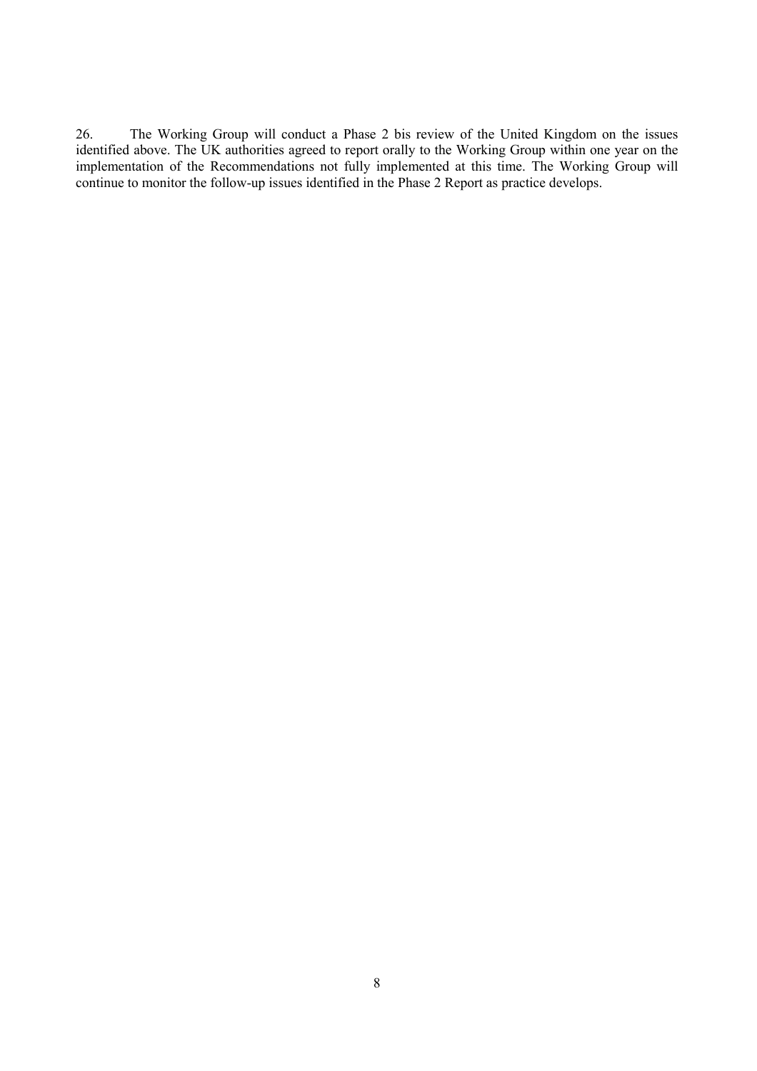26. The Working Group will conduct a Phase 2 bis review of the United Kingdom on the issues identified above. The UK authorities agreed to report orally to the Working Group within one year on the implementation of the Recommendations not fully implemented at this time. The Working Group will continue to monitor the follow-up issues identified in the Phase 2 Report as practice develops.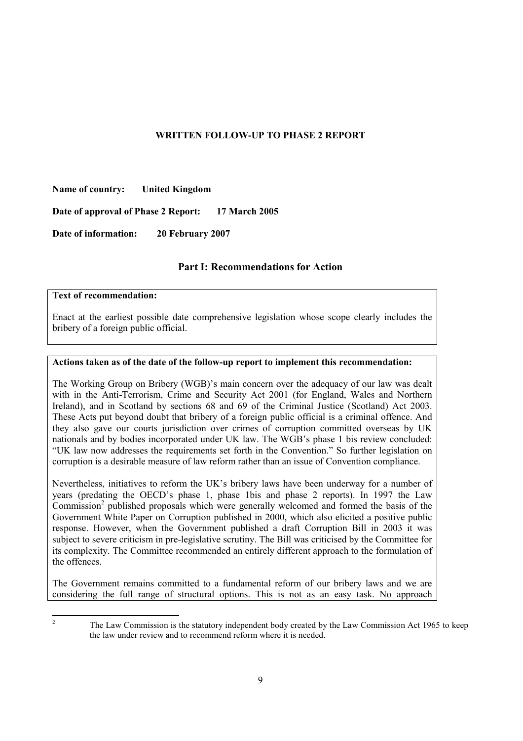**WRITTEN FOLLOW-UP TO PHASE 2 REPORT**

**Name of country:** **United Kingdom**

**Date of approval of Phase 2 Report:** **17 March 2005**

**Date of information:** **20 February 2007**

## Part I: Recommendations for Action

**Text of recommendation:**

Enact at the earliest possible date comprehensive legislation whose scope clearly includes the bribery of a foreign public official.

**Actions taken as of the date of the follow-up report to implement this recommendation:**

The Working Group on Bribery (WGB)'s main concern over the adequacy of our law was dealt with in the Anti-Terrorism, Crime and Security Act 2001 (for England, Wales and Northern Ireland), and in Scotland by sections 68 and 69 of the Criminal Justice (Scotland) Act 2003. These Acts put beyond doubt that bribery of a foreign public official is a criminal offence. And they also gave our courts jurisdiction over crimes of corruption committed overseas by UK nationals and by bodies incorporated under UK law. The WGB's phase 1 bis review concluded: "UK law now addresses the requirements set forth in the Convention." So further legislation on corruption is a desirable measure of law reform rather than an issue of Convention compliance.

Nevertheless, initiatives to reform the UK's bribery laws have been underway for a number of years (predating the OECD's phase 1, phase 1bis and phase 2 reports). In 1997 the Law Commission[2] published proposals which were generally welcomed and formed the basis of the Government White Paper on Corruption published in 2000, which also elicited a positive public response. However, when the Government published a draft Corruption Bill in 2003 it was subject to severe criticism in pre-legislative scrutiny. The Bill was criticised by the Committee for its complexity. The Committee recommended an entirely different approach to the formulation of the offences.

The Government remains committed to a fundamental reform of our bribery laws and we are considering the full range of structural options. This is not as an easy task. No approach

[2] The Law Commission is the statutory independent body created by the Law Commission Act 1965 to keep the law under review and to recommend reform where it is needed.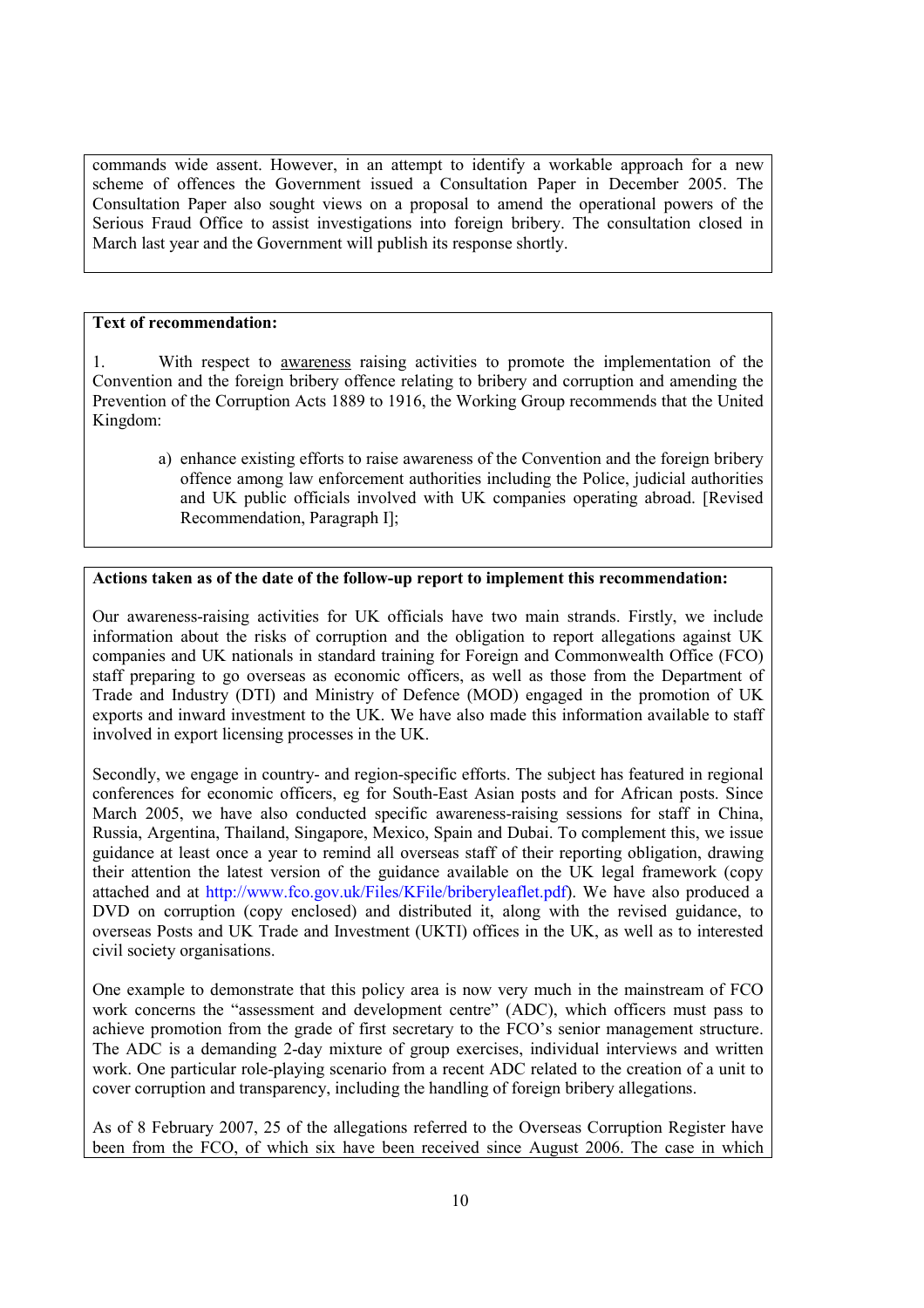commands wide assent. However, in an attempt to identify a workable approach for a new scheme of offences the Government issued a Consultation Paper in December 2005. The Consultation Paper also sought views on a proposal to amend the operational powers of the Serious Fraud Office to assist investigations into foreign bribery. The consultation closed in March last year and the Government will publish its response shortly.

**Text of recommendation:**

1. With respect to awareness raising activities to promote the implementation of the Convention and the foreign bribery offence relating to bribery and corruption and amending the Prevention of the Corruption Acts 1889 to 1916, the Working Group recommends that the United Kingdom:

   a) enhance existing efforts to raise awareness of the Convention and the foreign bribery offence among law enforcement authorities including the Police, judicial authorities and UK public officials involved with UK companies operating abroad. [Revised Recommendation, Paragraph I];

**Actions taken as of the date of the follow-up report to implement this recommendation:**

Our awareness-raising activities for UK officials have two main strands. Firstly, we include information about the risks of corruption and the obligation to report allegations against UK companies and UK nationals in standard training for Foreign and Commonwealth Office (FCO) staff preparing to go overseas as economic officers, as well as those from the Department of Trade and Industry (DTI) and Ministry of Defence (MOD) engaged in the promotion of UK exports and inward investment to the UK. We have also made this information available to staff involved in export licensing processes in the UK.

Secondly, we engage in country- and region-specific efforts. The subject has featured in regional conferences for economic officers, eg for South-East Asian posts and for African posts. Since March 2005, we have also conducted specific awareness-raising sessions for staff in China, Russia, Argentina, Thailand, Singapore, Mexico, Spain and Dubai. To complement this, we issue guidance at least once a year to remind all overseas staff of their reporting obligation, drawing their attention the latest version of the guidance available on the UK legal framework (copy attached and at http://www.fco.gov.uk/Files/KFile/briberyleaflet.pdf). We have also produced a DVD on corruption (copy enclosed) and distributed it, along with the revised guidance, to overseas Posts and UK Trade and Investment (UKTI) offices in the UK, as well as to interested civil society organisations.

One example to demonstrate that this policy area is now very much in the mainstream of FCO work concerns the "assessment and development centre" (ADC), which officers must pass to achieve promotion from the grade of first secretary to the FCO's senior management structure. The ADC is a demanding 2-day mixture of group exercises, individual interviews and written work. One particular role-playing scenario from a recent ADC related to the creation of a unit to cover corruption and transparency, including the handling of foreign bribery allegations.

As of 8 February 2007, 25 of the allegations referred to the Overseas Corruption Register have been from the FCO, of which six have been received since August 2006. The case in which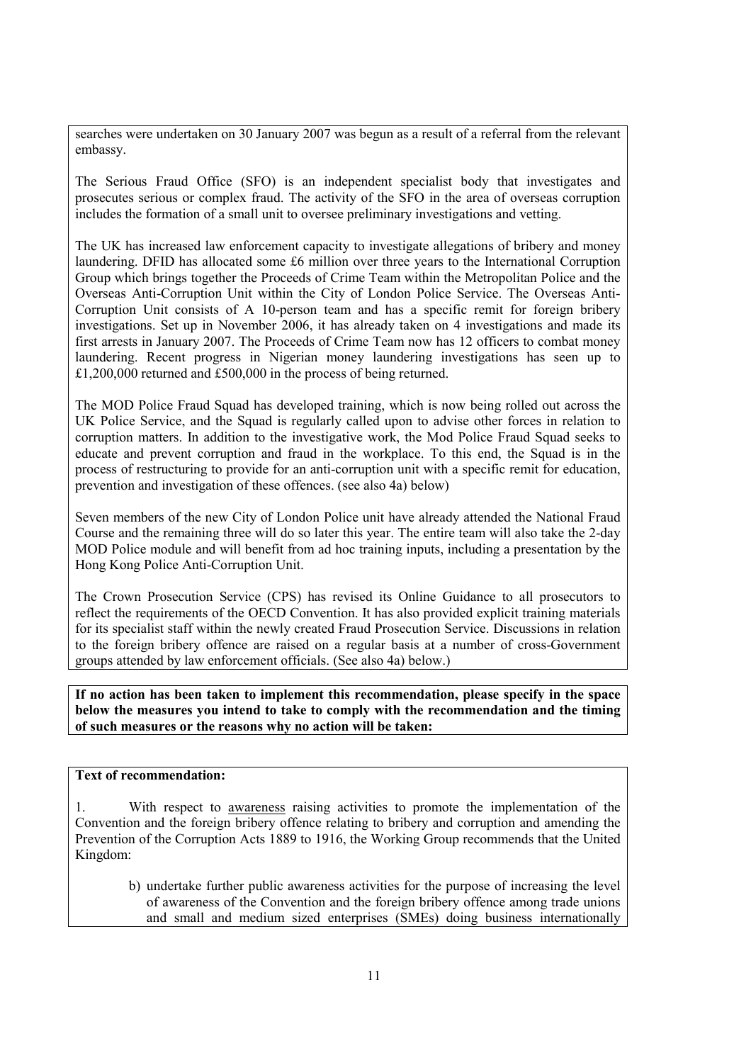searches were undertaken on 30 January 2007 was begun as a result of a referral from the relevant embassy.

The Serious Fraud Office (SFO) is an independent specialist body that investigates and prosecutes serious or complex fraud. The activity of the SFO in the area of overseas corruption includes the formation of a small unit to oversee preliminary investigations and vetting.

The UK has increased law enforcement capacity to investigate allegations of bribery and money laundering. DFID has allocated some £6 million over three years to the International Corruption Group which brings together the Proceeds of Crime Team within the Metropolitan Police and the Overseas Anti-Corruption Unit within the City of London Police Service. The Overseas Anti-Corruption Unit consists of A 10-person team and has a specific remit for foreign bribery investigations. Set up in November 2006, it has already taken on 4 investigations and made its first arrests in January 2007. The Proceeds of Crime Team now has 12 officers to combat money laundering. Recent progress in Nigerian money laundering investigations has seen up to £1,200,000 returned and £500,000 in the process of being returned.

The MOD Police Fraud Squad has developed training, which is now being rolled out across the UK Police Service, and the Squad is regularly called upon to advise other forces in relation to corruption matters. In addition to the investigative work, the Mod Police Fraud Squad seeks to educate and prevent corruption and fraud in the workplace. To this end, the Squad is in the process of restructuring to provide for an anti-corruption unit with a specific remit for education, prevention and investigation of these offences. (see also 4a) below)

Seven members of the new City of London Police unit have already attended the National Fraud Course and the remaining three will do so later this year. The entire team will also take the 2-day MOD Police module and will benefit from ad hoc training inputs, including a presentation by the Hong Kong Police Anti-Corruption Unit.

The Crown Prosecution Service (CPS) has revised its Online Guidance to all prosecutors to reflect the requirements of the OECD Convention. It has also provided explicit training materials for its specialist staff within the newly created Fraud Prosecution Service. Discussions in relation to the foreign bribery offence are raised on a regular basis at a number of cross-Government groups attended by law enforcement officials. (See also 4a) below.)

**If no action has been taken to implement this recommendation, please specify in the space below the measures you intend to take to comply with the recommendation and the timing of such measures or the reasons why no action will be taken:**

**Text of recommendation:**

1. With respect to awareness raising activities to promote the implementation of the Convention and the foreign bribery offence relating to bribery and corruption and amending the Prevention of the Corruption Acts 1889 to 1916, the Working Group recommends that the United Kingdom:

b) undertake further public awareness activities for the purpose of increasing the level of awareness of the Convention and the foreign bribery offence among trade unions and small and medium sized enterprises (SMEs) doing business internationally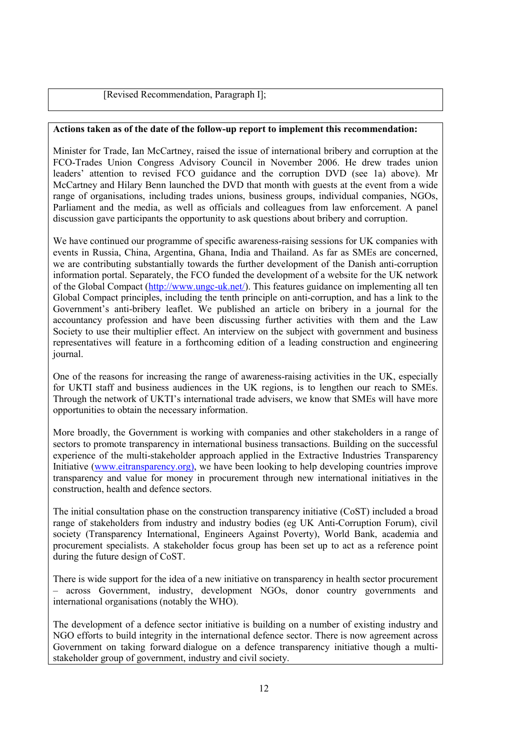[Revised Recommendation, Paragraph I];

**Actions taken as of the date of the follow-up report to implement this recommendation:**

Minister for Trade, Ian McCartney, raised the issue of international bribery and corruption at the FCO-Trades Union Congress Advisory Council in November 2006. He drew trades union leaders' attention to revised FCO guidance and the corruption DVD (see 1a) above). Mr McCartney and Hilary Benn launched the DVD that month with guests at the event from a wide range of organisations, including trades unions, business groups, individual companies, NGOs, Parliament and the media, as well as officials and colleagues from law enforcement. A panel discussion gave participants the opportunity to ask questions about bribery and corruption.

We have continued our programme of specific awareness-raising sessions for UK companies with events in Russia, China, Argentina, Ghana, India and Thailand. As far as SMEs are concerned, we are contributing substantially towards the further development of the Danish anti-corruption information portal. Separately, the FCO funded the development of a website for the UK network of the Global Compact (http://www.ungc-uk.net/). This features guidance on implementing all ten Global Compact principles, including the tenth principle on anti-corruption, and has a link to the Government's anti-bribery leaflet. We published an article on bribery in a journal for the accountancy profession and have been discussing further activities with them and the Law Society to use their multiplier effect. An interview on the subject with government and business representatives will feature in a forthcoming edition of a leading construction and engineering journal.

One of the reasons for increasing the range of awareness-raising activities in the UK, especially for UKTI staff and business audiences in the UK regions, is to lengthen our reach to SMEs. Through the network of UKTI's international trade advisers, we know that SMEs will have more opportunities to obtain the necessary information.

More broadly, the Government is working with companies and other stakeholders in a range of sectors to promote transparency in international business transactions. Building on the successful experience of the multi-stakeholder approach applied in the Extractive Industries Transparency Initiative (www.eitransparency.org), we have been looking to help developing countries improve transparency and value for money in procurement through new international initiatives in the construction, health and defence sectors.

The initial consultation phase on the construction transparency initiative (CoST) included a broad range of stakeholders from industry and industry bodies (eg UK Anti-Corruption Forum), civil society (Transparency International, Engineers Against Poverty), World Bank, academia and procurement specialists. A stakeholder focus group has been set up to act as a reference point during the future design of CoST.

There is wide support for the idea of a new initiative on transparency in health sector procurement – across Government, industry, development NGOs, donor country governments and international organisations (notably the WHO).

The development of a defence sector initiative is building on a number of existing industry and NGO efforts to build integrity in the international defence sector. There is now agreement across Government on taking forward dialogue on a defence transparency initiative though a multi-stakeholder group of government, industry and civil society.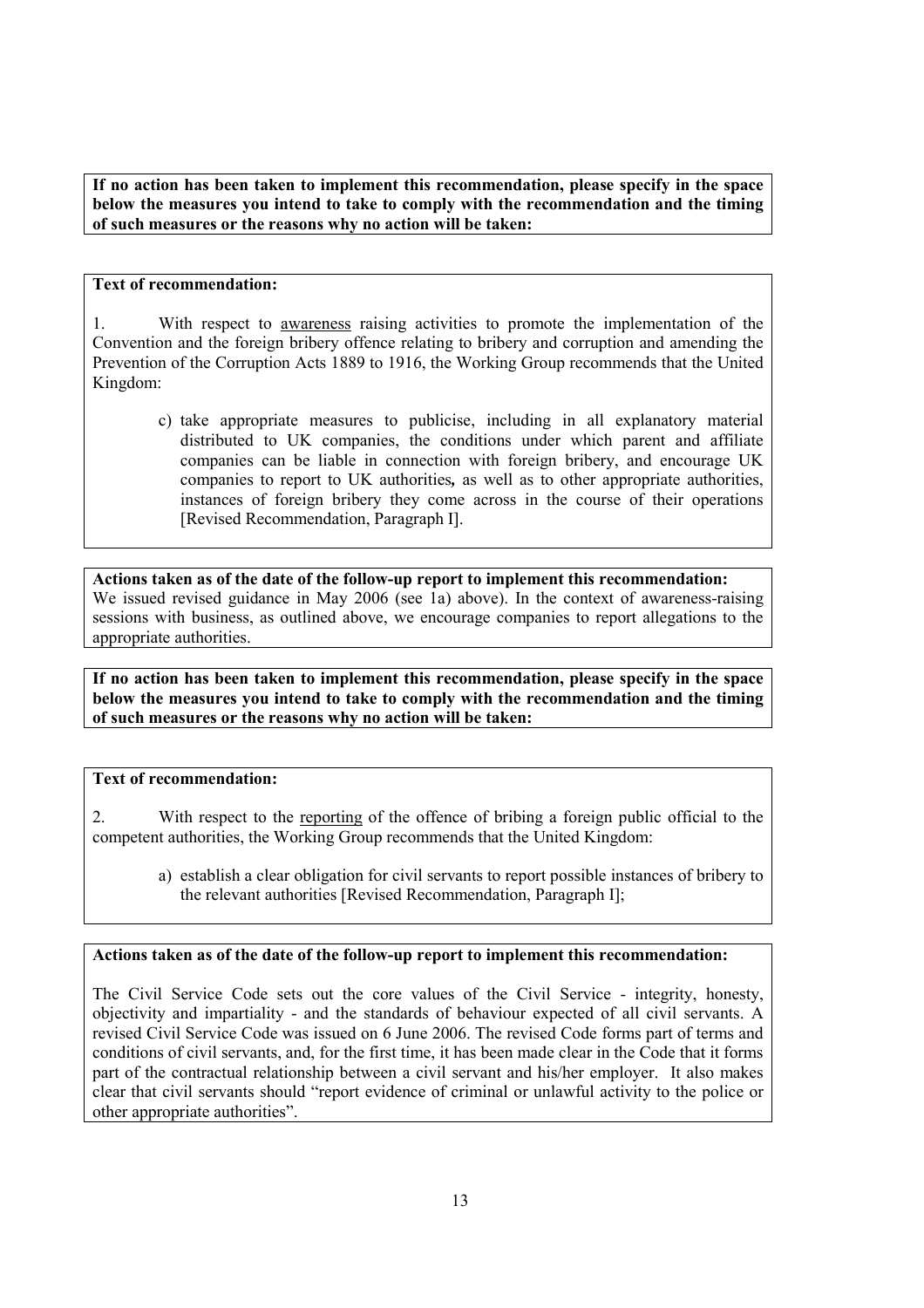**If no action has been taken to implement this recommendation, please specify in the space below the measures you intend to take to comply with the recommendation and the timing of such measures or the reasons why no action will be taken:**

**Text of recommendation:**

1. With respect to <u>awareness</u> raising activities to promote the implementation of the Convention and the foreign bribery offence relating to bribery and corruption and amending the Prevention of the Corruption Acts 1889 to 1916, the Working Group recommends that the United Kingdom:

   c) take appropriate measures to publicise, including in all explanatory material distributed to UK companies, the conditions under which parent and affiliate companies can be liable in connection with foreign bribery, and encourage UK companies to report to UK authorities**,** as well as to other appropriate authorities, instances of foreign bribery they come across in the course of their operations [Revised Recommendation, Paragraph I].

**Actions taken as of the date of the follow-up report to implement this recommendation:**
We issued revised guidance in May 2006 (see 1a) above). In the context of awareness-raising sessions with business, as outlined above, we encourage companies to report allegations to the appropriate authorities.

**If no action has been taken to implement this recommendation, please specify in the space below the measures you intend to take to comply with the recommendation and the timing of such measures or the reasons why no action will be taken:**

**Text of recommendation:**

2. With respect to the <u>reporting</u> of the offence of bribing a foreign public official to the competent authorities, the Working Group recommends that the United Kingdom:

   a) establish a clear obligation for civil servants to report possible instances of bribery to the relevant authorities [Revised Recommendation, Paragraph I];

**Actions taken as of the date of the follow-up report to implement this recommendation:**

The Civil Service Code sets out the core values of the Civil Service - integrity, honesty, objectivity and impartiality - and the standards of behaviour expected of all civil servants. A revised Civil Service Code was issued on 6 June 2006. The revised Code forms part of terms and conditions of civil servants, and, for the first time, it has been made clear in the Code that it forms part of the contractual relationship between a civil servant and his/her employer. It also makes clear that civil servants should "report evidence of criminal or unlawful activity to the police or other appropriate authorities".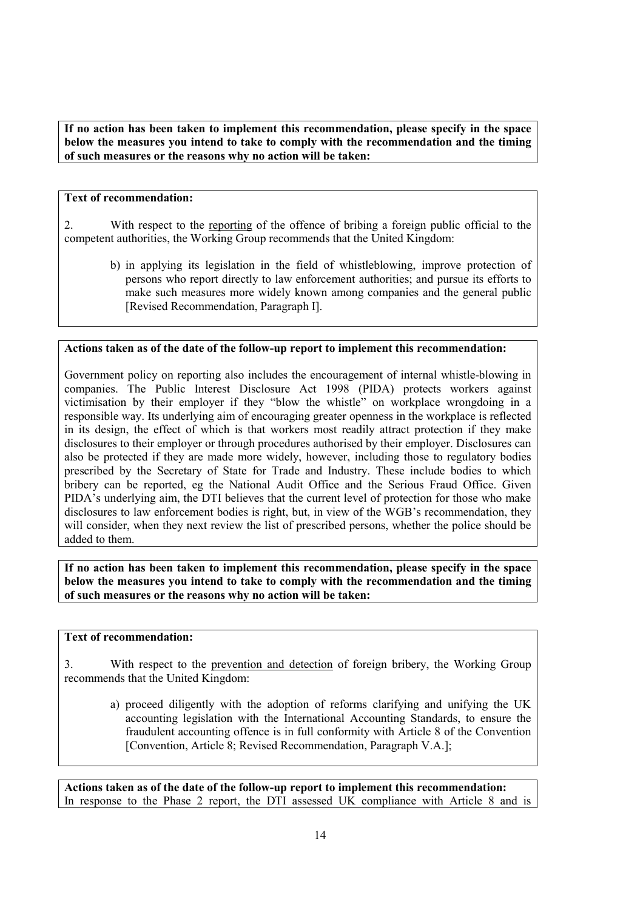**If no action has been taken to implement this recommendation, please specify in the space below the measures you intend to take to comply with the recommendation and the timing of such measures or the reasons why no action will be taken:**

**Text of recommendation:**

2. With respect to the <u>reporting</u> of the offence of bribing a foreign public official to the competent authorities, the Working Group recommends that the United Kingdom:

> b) in applying its legislation in the field of whistleblowing, improve protection of persons who report directly to law enforcement authorities; and pursue its efforts to make such measures more widely known among companies and the general public [Revised Recommendation, Paragraph I].

**Actions taken as of the date of the follow-up report to implement this recommendation:**

Government policy on reporting also includes the encouragement of internal whistle-blowing in companies. The Public Interest Disclosure Act 1998 (PIDA) protects workers against victimisation by their employer if they "blow the whistle" on workplace wrongdoing in a responsible way. Its underlying aim of encouraging greater openness in the workplace is reflected in its design, the effect of which is that workers most readily attract protection if they make disclosures to their employer or through procedures authorised by their employer. Disclosures can also be protected if they are made more widely, however, including those to regulatory bodies prescribed by the Secretary of State for Trade and Industry. These include bodies to which bribery can be reported, eg the National Audit Office and the Serious Fraud Office. Given PIDA's underlying aim, the DTI believes that the current level of protection for those who make disclosures to law enforcement bodies is right, but, in view of the WGB's recommendation, they will consider, when they next review the list of prescribed persons, whether the police should be added to them.

**If no action has been taken to implement this recommendation, please specify in the space below the measures you intend to take to comply with the recommendation and the timing of such measures or the reasons why no action will be taken:**

**Text of recommendation:**

3. With respect to the <u>prevention and detection</u> of foreign bribery, the Working Group recommends that the United Kingdom:

> a) proceed diligently with the adoption of reforms clarifying and unifying the UK accounting legislation with the International Accounting Standards, to ensure the fraudulent accounting offence is in full conformity with Article 8 of the Convention [Convention, Article 8; Revised Recommendation, Paragraph V.A.];

**Actions taken as of the date of the follow-up report to implement this recommendation:**

In response to the Phase 2 report, the DTI assessed UK compliance with Article 8 and is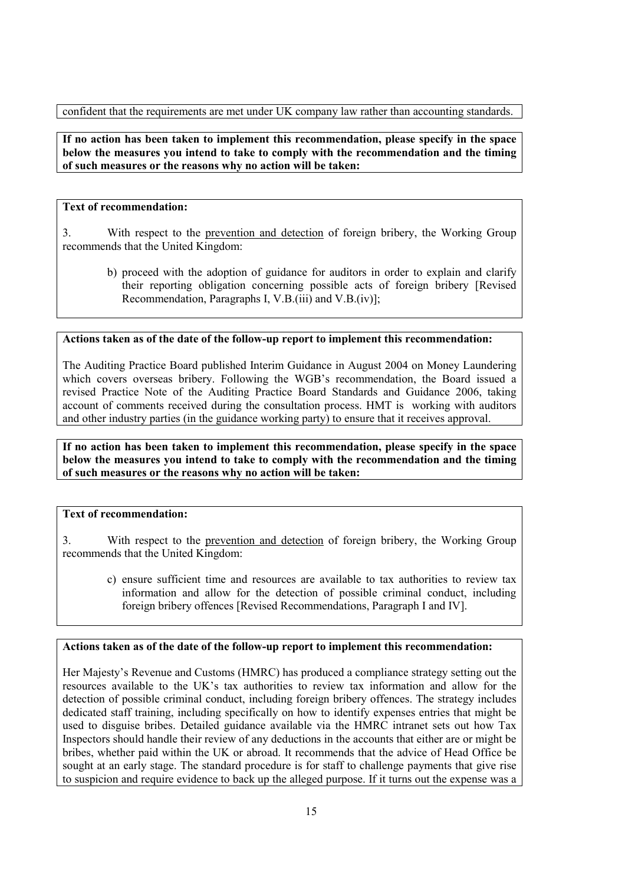confident that the requirements are met under UK company law rather than accounting standards.

**If no action has been taken to implement this recommendation, please specify in the space below the measures you intend to take to comply with the recommendation and the timing of such measures or the reasons why no action will be taken:**

**Text of recommendation:**

3. With respect to the prevention and detection of foreign bribery, the Working Group recommends that the United Kingdom:

b) proceed with the adoption of guidance for auditors in order to explain and clarify their reporting obligation concerning possible acts of foreign bribery [Revised Recommendation, Paragraphs I, V.B.(iii) and V.B.(iv)];

**Actions taken as of the date of the follow-up report to implement this recommendation:**

The Auditing Practice Board published Interim Guidance in August 2004 on Money Laundering which covers overseas bribery. Following the WGB's recommendation, the Board issued a revised Practice Note of the Auditing Practice Board Standards and Guidance 2006, taking account of comments received during the consultation process. HMT is working with auditors and other industry parties (in the guidance working party) to ensure that it receives approval.

**If no action has been taken to implement this recommendation, please specify in the space below the measures you intend to take to comply with the recommendation and the timing of such measures or the reasons why no action will be taken:**

**Text of recommendation:**

3. With respect to the prevention and detection of foreign bribery, the Working Group recommends that the United Kingdom:

c) ensure sufficient time and resources are available to tax authorities to review tax information and allow for the detection of possible criminal conduct, including foreign bribery offences [Revised Recommendations, Paragraph I and IV].

**Actions taken as of the date of the follow-up report to implement this recommendation:**

Her Majesty's Revenue and Customs (HMRC) has produced a compliance strategy setting out the resources available to the UK's tax authorities to review tax information and allow for the detection of possible criminal conduct, including foreign bribery offences. The strategy includes dedicated staff training, including specifically on how to identify expenses entries that might be used to disguise bribes. Detailed guidance available via the HMRC intranet sets out how Tax Inspectors should handle their review of any deductions in the accounts that either are or might be bribes, whether paid within the UK or abroad. It recommends that the advice of Head Office be sought at an early stage. The standard procedure is for staff to challenge payments that give rise to suspicion and require evidence to back up the alleged purpose. If it turns out the expense was a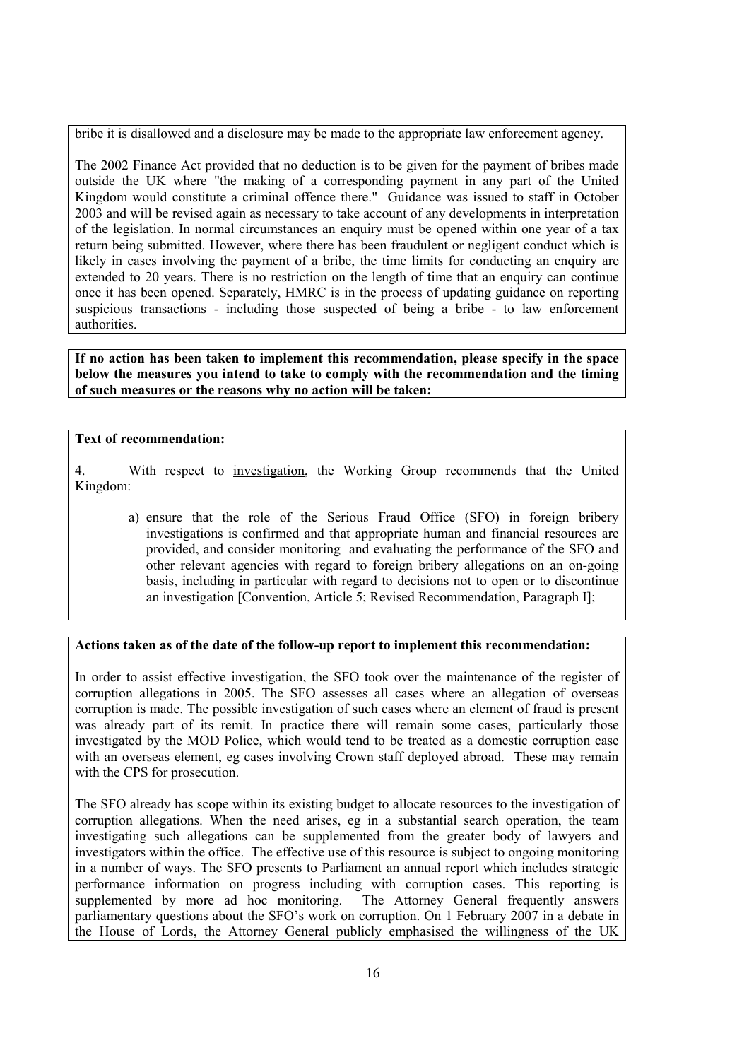bribe it is disallowed and a disclosure may be made to the appropriate law enforcement agency.

The 2002 Finance Act provided that no deduction is to be given for the payment of bribes made outside the UK where "the making of a corresponding payment in any part of the United Kingdom would constitute a criminal offence there." Guidance was issued to staff in October 2003 and will be revised again as necessary to take account of any developments in interpretation of the legislation. In normal circumstances an enquiry must be opened within one year of a tax return being submitted. However, where there has been fraudulent or negligent conduct which is likely in cases involving the payment of a bribe, the time limits for conducting an enquiry are extended to 20 years. There is no restriction on the length of time that an enquiry can continue once it has been opened. Separately, HMRC is in the process of updating guidance on reporting suspicious transactions - including those suspected of being a bribe - to law enforcement authorities.

**If no action has been taken to implement this recommendation, please specify in the space below the measures you intend to take to comply with the recommendation and the timing of such measures or the reasons why no action will be taken:**

**Text of recommendation:**

4. With respect to investigation, the Working Group recommends that the United Kingdom:

a) ensure that the role of the Serious Fraud Office (SFO) in foreign bribery investigations is confirmed and that appropriate human and financial resources are provided, and consider monitoring and evaluating the performance of the SFO and other relevant agencies with regard to foreign bribery allegations on an on-going basis, including in particular with regard to decisions not to open or to discontinue an investigation [Convention, Article 5; Revised Recommendation, Paragraph I];

**Actions taken as of the date of the follow-up report to implement this recommendation:**

In order to assist effective investigation, the SFO took over the maintenance of the register of corruption allegations in 2005. The SFO assesses all cases where an allegation of overseas corruption is made. The possible investigation of such cases where an element of fraud is present was already part of its remit. In practice there will remain some cases, particularly those investigated by the MOD Police, which would tend to be treated as a domestic corruption case with an overseas element, eg cases involving Crown staff deployed abroad. These may remain with the CPS for prosecution.

The SFO already has scope within its existing budget to allocate resources to the investigation of corruption allegations. When the need arises, eg in a substantial search operation, the team investigating such allegations can be supplemented from the greater body of lawyers and investigators within the office. The effective use of this resource is subject to ongoing monitoring in a number of ways. The SFO presents to Parliament an annual report which includes strategic performance information on progress including with corruption cases. This reporting is supplemented by more ad hoc monitoring. The Attorney General frequently answers parliamentary questions about the SFO's work on corruption. On 1 February 2007 in a debate in the House of Lords, the Attorney General publicly emphasised the willingness of the UK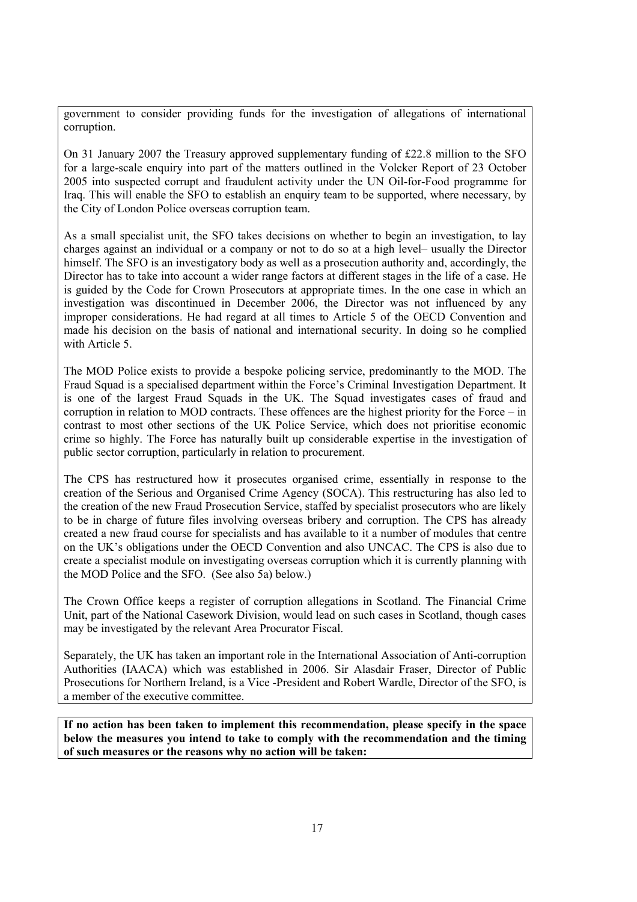government to consider providing funds for the investigation of allegations of international corruption.

On 31 January 2007 the Treasury approved supplementary funding of £22.8 million to the SFO for a large-scale enquiry into part of the matters outlined in the Volcker Report of 23 October 2005 into suspected corrupt and fraudulent activity under the UN Oil-for-Food programme for Iraq. This will enable the SFO to establish an enquiry team to be supported, where necessary, by the City of London Police overseas corruption team.

As a small specialist unit, the SFO takes decisions on whether to begin an investigation, to lay charges against an individual or a company or not to do so at a high level– usually the Director himself. The SFO is an investigatory body as well as a prosecution authority and, accordingly, the Director has to take into account a wider range factors at different stages in the life of a case. He is guided by the Code for Crown Prosecutors at appropriate times. In the one case in which an investigation was discontinued in December 2006, the Director was not influenced by any improper considerations. He had regard at all times to Article 5 of the OECD Convention and made his decision on the basis of national and international security. In doing so he complied with Article 5.

The MOD Police exists to provide a bespoke policing service, predominantly to the MOD. The Fraud Squad is a specialised department within the Force's Criminal Investigation Department. It is one of the largest Fraud Squads in the UK. The Squad investigates cases of fraud and corruption in relation to MOD contracts. These offences are the highest priority for the Force – in contrast to most other sections of the UK Police Service, which does not prioritise economic crime so highly. The Force has naturally built up considerable expertise in the investigation of public sector corruption, particularly in relation to procurement.

The CPS has restructured how it prosecutes organised crime, essentially in response to the creation of the Serious and Organised Crime Agency (SOCA). This restructuring has also led to the creation of the new Fraud Prosecution Service, staffed by specialist prosecutors who are likely to be in charge of future files involving overseas bribery and corruption. The CPS has already created a new fraud course for specialists and has available to it a number of modules that centre on the UK's obligations under the OECD Convention and also UNCAC. The CPS is also due to create a specialist module on investigating overseas corruption which it is currently planning with the MOD Police and the SFO. (See also 5a) below.)

The Crown Office keeps a register of corruption allegations in Scotland. The Financial Crime Unit, part of the National Casework Division, would lead on such cases in Scotland, though cases may be investigated by the relevant Area Procurator Fiscal.

Separately, the UK has taken an important role in the International Association of Anti-corruption Authorities (IAACA) which was established in 2006. Sir Alasdair Fraser, Director of Public Prosecutions for Northern Ireland, is a Vice -President and Robert Wardle, Director of the SFO, is a member of the executive committee.

**If no action has been taken to implement this recommendation, please specify in the space below the measures you intend to take to comply with the recommendation and the timing of such measures or the reasons why no action will be taken:**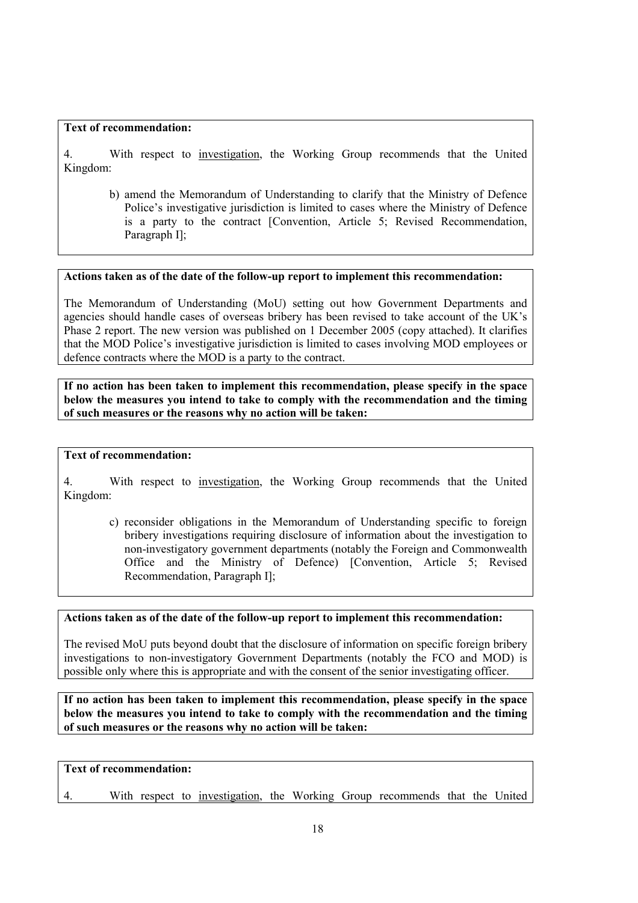**Text of recommendation:**

4. With respect to <u>investigation</u>, the Working Group recommends that the United Kingdom:

b) amend the Memorandum of Understanding to clarify that the Ministry of Defence Police's investigative jurisdiction is limited to cases where the Ministry of Defence is a party to the contract [Convention, Article 5; Revised Recommendation, Paragraph I];

**Actions taken as of the date of the follow-up report to implement this recommendation:**

The Memorandum of Understanding (MoU) setting out how Government Departments and agencies should handle cases of overseas bribery has been revised to take account of the UK's Phase 2 report. The new version was published on 1 December 2005 (copy attached). It clarifies that the MOD Police's investigative jurisdiction is limited to cases involving MOD employees or defence contracts where the MOD is a party to the contract.

**If no action has been taken to implement this recommendation, please specify in the space below the measures you intend to take to comply with the recommendation and the timing of such measures or the reasons why no action will be taken:**

**Text of recommendation:**

4. With respect to <u>investigation</u>, the Working Group recommends that the United Kingdom:

c) reconsider obligations in the Memorandum of Understanding specific to foreign bribery investigations requiring disclosure of information about the investigation to non-investigatory government departments (notably the Foreign and Commonwealth Office and the Ministry of Defence) [Convention, Article 5; Revised Recommendation, Paragraph I];

**Actions taken as of the date of the follow-up report to implement this recommendation:**

The revised MoU puts beyond doubt that the disclosure of information on specific foreign bribery investigations to non-investigatory Government Departments (notably the FCO and MOD) is possible only where this is appropriate and with the consent of the senior investigating officer.

**If no action has been taken to implement this recommendation, please specify in the space below the measures you intend to take to comply with the recommendation and the timing of such measures or the reasons why no action will be taken:**

**Text of recommendation:**

4. With respect to <u>investigation</u>, the Working Group recommends that the United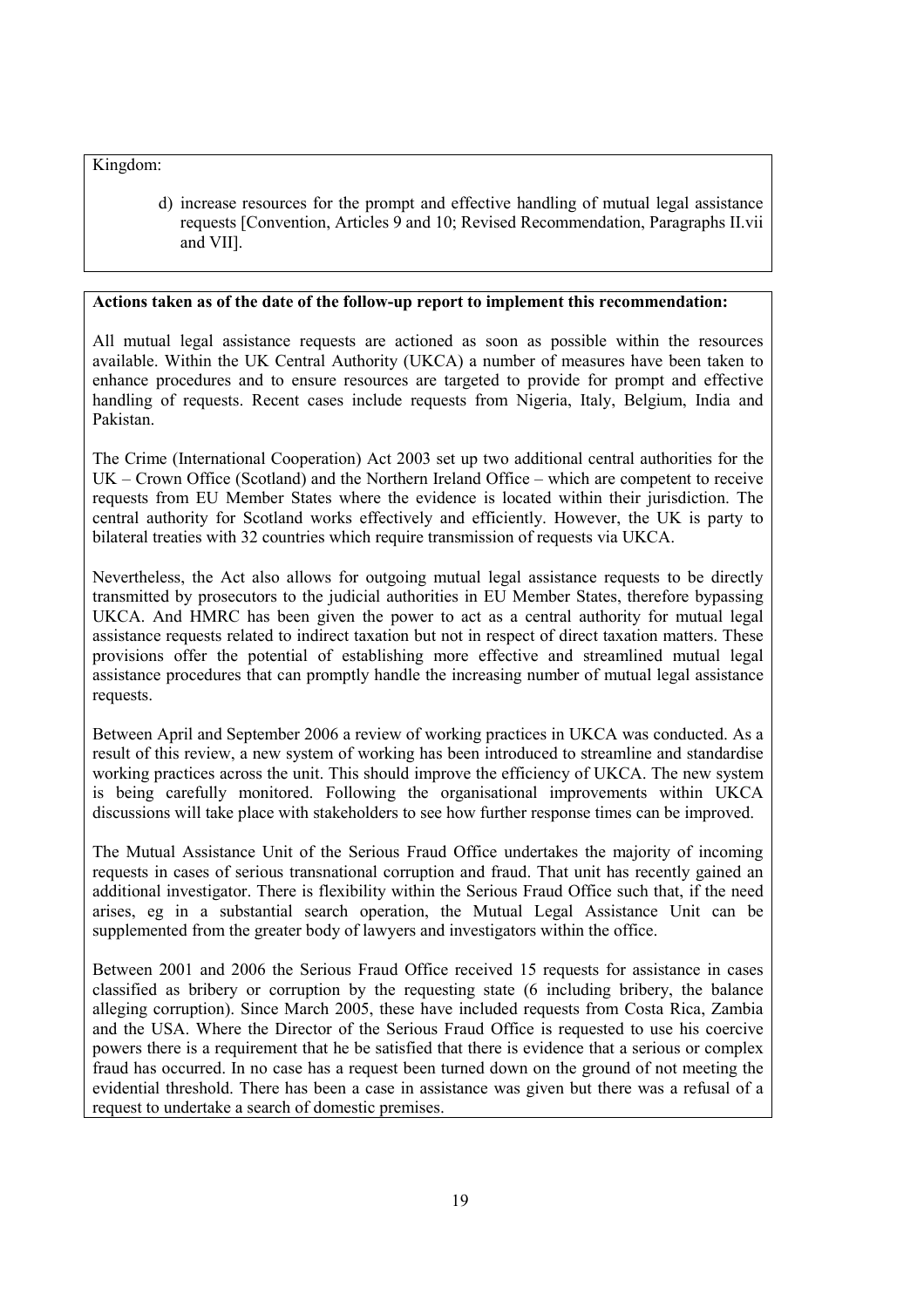Kingdom:

d) increase resources for the prompt and effective handling of mutual legal assistance requests [Convention, Articles 9 and 10; Revised Recommendation, Paragraphs II.vii and VII].

**Actions taken as of the date of the follow-up report to implement this recommendation:**

All mutual legal assistance requests are actioned as soon as possible within the resources available. Within the UK Central Authority (UKCA) a number of measures have been taken to enhance procedures and to ensure resources are targeted to provide for prompt and effective handling of requests. Recent cases include requests from Nigeria, Italy, Belgium, India and Pakistan.

The Crime (International Cooperation) Act 2003 set up two additional central authorities for the UK – Crown Office (Scotland) and the Northern Ireland Office – which are competent to receive requests from EU Member States where the evidence is located within their jurisdiction. The central authority for Scotland works effectively and efficiently. However, the UK is party to bilateral treaties with 32 countries which require transmission of requests via UKCA.

Nevertheless, the Act also allows for outgoing mutual legal assistance requests to be directly transmitted by prosecutors to the judicial authorities in EU Member States, therefore bypassing UKCA. And HMRC has been given the power to act as a central authority for mutual legal assistance requests related to indirect taxation but not in respect of direct taxation matters. These provisions offer the potential of establishing more effective and streamlined mutual legal assistance procedures that can promptly handle the increasing number of mutual legal assistance requests.

Between April and September 2006 a review of working practices in UKCA was conducted. As a result of this review, a new system of working has been introduced to streamline and standardise working practices across the unit. This should improve the efficiency of UKCA. The new system is being carefully monitored. Following the organisational improvements within UKCA discussions will take place with stakeholders to see how further response times can be improved.

The Mutual Assistance Unit of the Serious Fraud Office undertakes the majority of incoming requests in cases of serious transnational corruption and fraud. That unit has recently gained an additional investigator. There is flexibility within the Serious Fraud Office such that, if the need arises, eg in a substantial search operation, the Mutual Legal Assistance Unit can be supplemented from the greater body of lawyers and investigators within the office.

Between 2001 and 2006 the Serious Fraud Office received 15 requests for assistance in cases classified as bribery or corruption by the requesting state (6 including bribery, the balance alleging corruption). Since March 2005, these have included requests from Costa Rica, Zambia and the USA. Where the Director of the Serious Fraud Office is requested to use his coercive powers there is a requirement that he be satisfied that there is evidence that a serious or complex fraud has occurred. In no case has a request been turned down on the ground of not meeting the evidential threshold. There has been a case in assistance was given but there was a refusal of a request to undertake a search of domestic premises.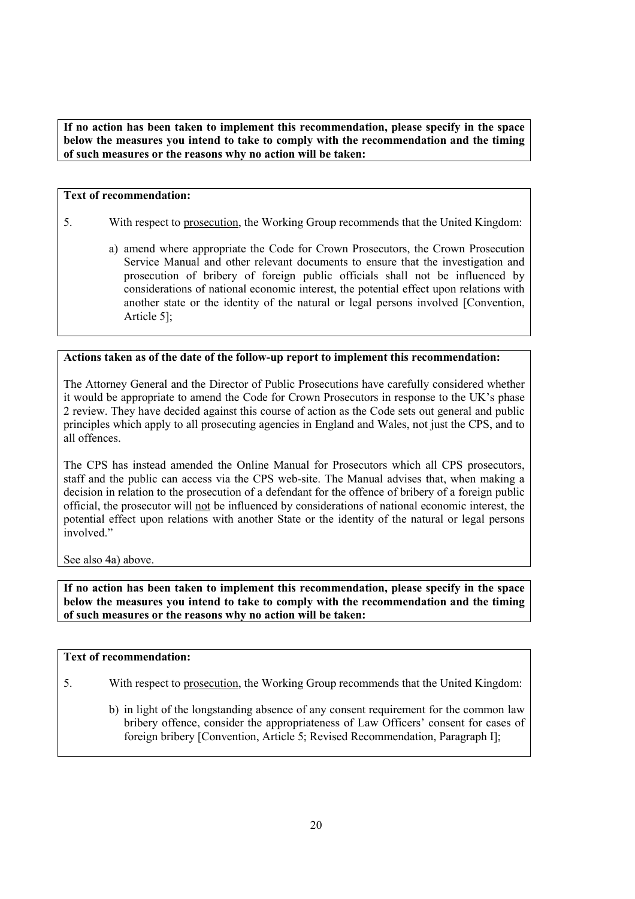**If no action has been taken to implement this recommendation, please specify in the space below the measures you intend to take to comply with the recommendation and the timing of such measures or the reasons why no action will be taken:**

**Text of recommendation:**

5. With respect to <u>prosecution</u>, the Working Group recommends that the United Kingdom:

   a) amend where appropriate the Code for Crown Prosecutors, the Crown Prosecution Service Manual and other relevant documents to ensure that the investigation and prosecution of bribery of foreign public officials shall not be influenced by considerations of national economic interest, the potential effect upon relations with another state or the identity of the natural or legal persons involved [Convention, Article 5];

**Actions taken as of the date of the follow-up report to implement this recommendation:**

The Attorney General and the Director of Public Prosecutions have carefully considered whether it would be appropriate to amend the Code for Crown Prosecutors in response to the UK's phase 2 review. They have decided against this course of action as the Code sets out general and public principles which apply to all prosecuting agencies in England and Wales, not just the CPS, and to all offences.

The CPS has instead amended the Online Manual for Prosecutors which all CPS prosecutors, staff and the public can access via the CPS web-site. The Manual advises that, when making a decision in relation to the prosecution of a defendant for the offence of bribery of a foreign public official, the prosecutor will <u>not</u> be influenced by considerations of national economic interest, the potential effect upon relations with another State or the identity of the natural or legal persons involved."

See also 4a) above.

**If no action has been taken to implement this recommendation, please specify in the space below the measures you intend to take to comply with the recommendation and the timing of such measures or the reasons why no action will be taken:**

**Text of recommendation:**

5. With respect to <u>prosecution</u>, the Working Group recommends that the United Kingdom:

   b) in light of the longstanding absence of any consent requirement for the common law bribery offence, consider the appropriateness of Law Officers' consent for cases of foreign bribery [Convention, Article 5; Revised Recommendation, Paragraph I];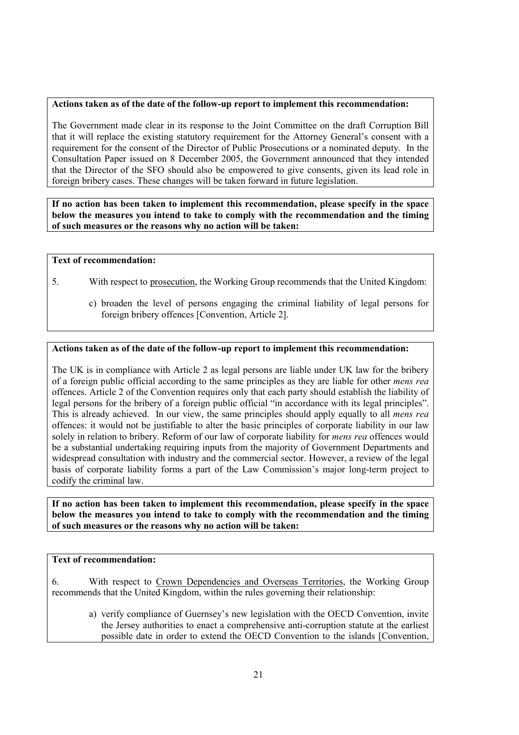**Actions taken as of the date of the follow-up report to implement this recommendation:**

The Government made clear in its response to the Joint Committee on the draft Corruption Bill that it will replace the existing statutory requirement for the Attorney General's consent with a requirement for the consent of the Director of Public Prosecutions or a nominated deputy. In the Consultation Paper issued on 8 December 2005, the Government announced that they intended that the Director of the SFO should also be empowered to give consents, given its lead role in foreign bribery cases. These changes will be taken forward in future legislation.

**If no action has been taken to implement this recommendation, please specify in the space below the measures you intend to take to comply with the recommendation and the timing of such measures or the reasons why no action will be taken:**

**Text of recommendation:**

5. With respect to prosecution, the Working Group recommends that the United Kingdom:

   c) broaden the level of persons engaging the criminal liability of legal persons for foreign bribery offences [Convention, Article 2].

**Actions taken as of the date of the follow-up report to implement this recommendation:**

The UK is in compliance with Article 2 as legal persons are liable under UK law for the bribery of a foreign public official according to the same principles as they are liable for other *mens rea* offences. Article 2 of the Convention requires only that each party should establish the liability of legal persons for the bribery of a foreign public official "in accordance with its legal principles". This is already achieved. In our view, the same principles should apply equally to all *mens rea* offences: it would not be justifiable to alter the basic principles of corporate liability in our law solely in relation to bribery. Reform of our law of corporate liability for *mens rea* offences would be a substantial undertaking requiring inputs from the majority of Government Departments and widespread consultation with industry and the commercial sector. However, a review of the legal basis of corporate liability forms a part of the Law Commission's major long-term project to codify the criminal law.

**If no action has been taken to implement this recommendation, please specify in the space below the measures you intend to take to comply with the recommendation and the timing of such measures or the reasons why no action will be taken:**

**Text of recommendation:**

6. With respect to Crown Dependencies and Overseas Territories, the Working Group recommends that the United Kingdom, within the rules governing their relationship:

   a) verify compliance of Guernsey's new legislation with the OECD Convention, invite the Jersey authorities to enact a comprehensive anti-corruption statute at the earliest possible date in order to extend the OECD Convention to the islands [Convention,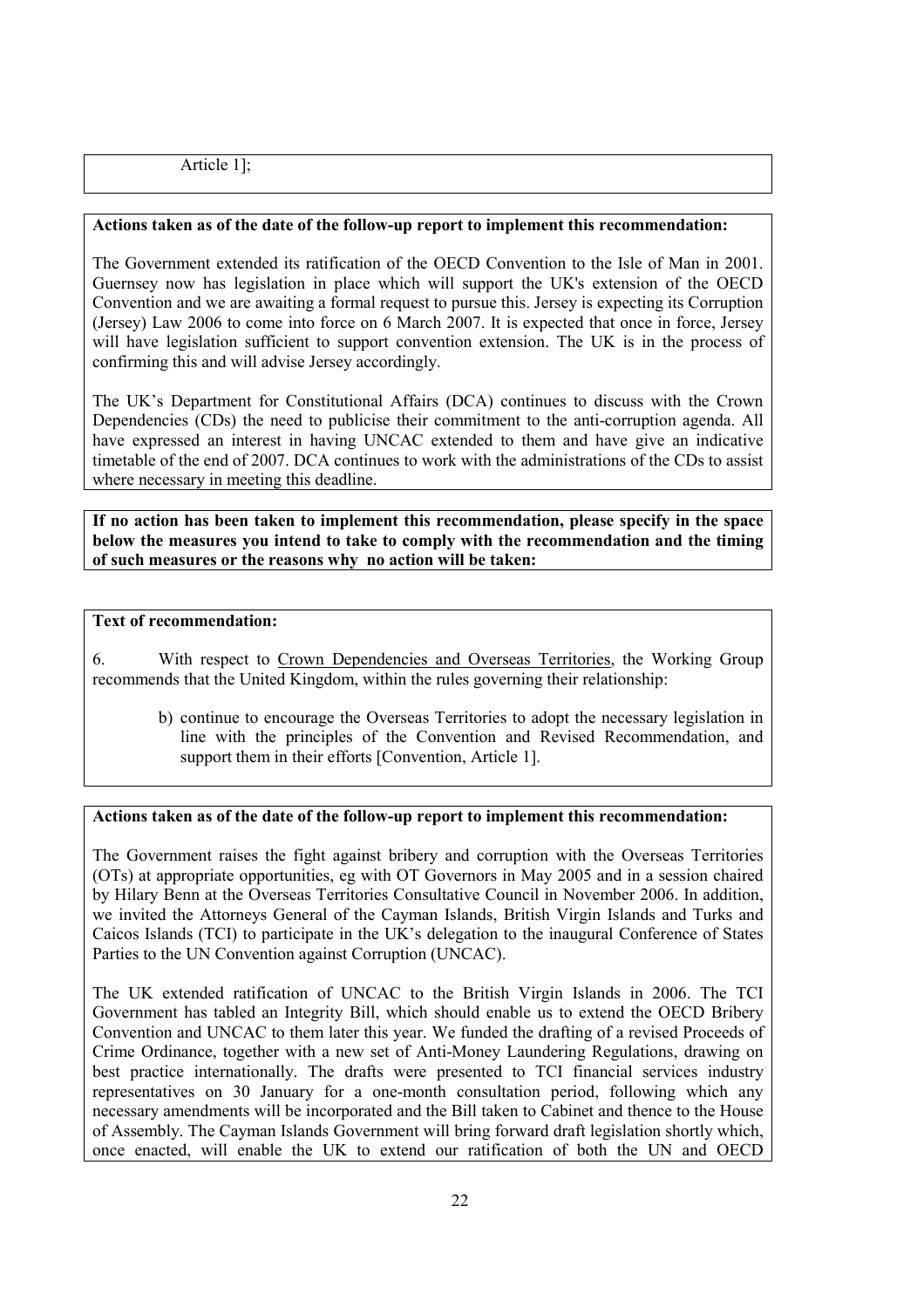Article 1];

**Actions taken as of the date of the follow-up report to implement this recommendation:**

The Government extended its ratification of the OECD Convention to the Isle of Man in 2001. Guernsey now has legislation in place which will support the UK's extension of the OECD Convention and we are awaiting a formal request to pursue this. Jersey is expecting its Corruption (Jersey) Law 2006 to come into force on 6 March 2007. It is expected that once in force, Jersey will have legislation sufficient to support convention extension. The UK is in the process of confirming this and will advise Jersey accordingly.

The UK's Department for Constitutional Affairs (DCA) continues to discuss with the Crown Dependencies (CDs) the need to publicise their commitment to the anti-corruption agenda. All have expressed an interest in having UNCAC extended to them and have give an indicative timetable of the end of 2007. DCA continues to work with the administrations of the CDs to assist where necessary in meeting this deadline.

**If no action has been taken to implement this recommendation, please specify in the space below the measures you intend to take to comply with the recommendation and the timing of such measures or the reasons why no action will be taken:**

**Text of recommendation:**

6. With respect to Crown Dependencies and Overseas Territories, the Working Group recommends that the United Kingdom, within the rules governing their relationship:

b) continue to encourage the Overseas Territories to adopt the necessary legislation in line with the principles of the Convention and Revised Recommendation, and support them in their efforts [Convention, Article 1].

**Actions taken as of the date of the follow-up report to implement this recommendation:**

The Government raises the fight against bribery and corruption with the Overseas Territories (OTs) at appropriate opportunities, eg with OT Governors in May 2005 and in a session chaired by Hilary Benn at the Overseas Territories Consultative Council in November 2006. In addition, we invited the Attorneys General of the Cayman Islands, British Virgin Islands and Turks and Caicos Islands (TCI) to participate in the UK's delegation to the inaugural Conference of States Parties to the UN Convention against Corruption (UNCAC).

The UK extended ratification of UNCAC to the British Virgin Islands in 2006. The TCI Government has tabled an Integrity Bill, which should enable us to extend the OECD Bribery Convention and UNCAC to them later this year. We funded the drafting of a revised Proceeds of Crime Ordinance, together with a new set of Anti-Money Laundering Regulations, drawing on best practice internationally. The drafts were presented to TCI financial services industry representatives on 30 January for a one-month consultation period, following which any necessary amendments will be incorporated and the Bill taken to Cabinet and thence to the House of Assembly. The Cayman Islands Government will bring forward draft legislation shortly which, once enacted, will enable the UK to extend our ratification of both the UN and OECD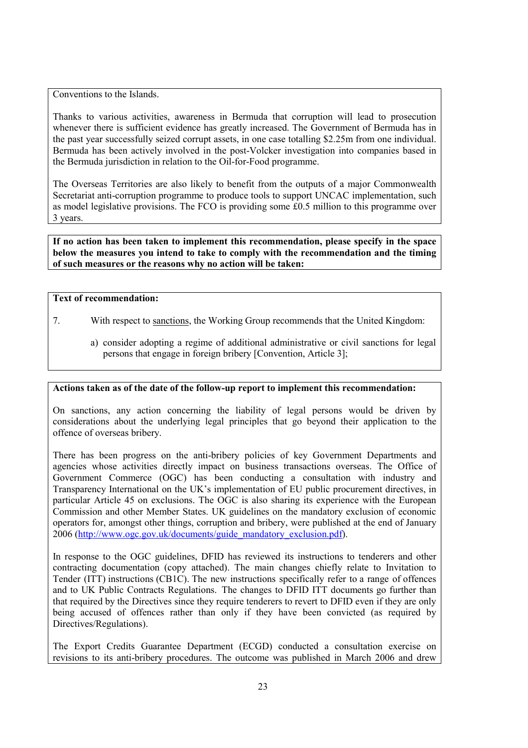Conventions to the Islands.

Thanks to various activities, awareness in Bermuda that corruption will lead to prosecution whenever there is sufficient evidence has greatly increased. The Government of Bermuda has in the past year successfully seized corrupt assets, in one case totalling $2.25m from one individual. Bermuda has been actively involved in the post-Volcker investigation into companies based in the Bermuda jurisdiction in relation to the Oil-for-Food programme.

The Overseas Territories are also likely to benefit from the outputs of a major Commonwealth Secretariat anti-corruption programme to produce tools to support UNCAC implementation, such as model legislative provisions. The FCO is providing some £0.5 million to this programme over 3 years.

**If no action has been taken to implement this recommendation, please specify in the space below the measures you intend to take to comply with the recommendation and the timing of such measures or the reasons why no action will be taken:**

**Text of recommendation:**

7. With respect to sanctions, the Working Group recommends that the United Kingdom:

   a) consider adopting a regime of additional administrative or civil sanctions for legal persons that engage in foreign bribery [Convention, Article 3];

**Actions taken as of the date of the follow-up report to implement this recommendation:**

On sanctions, any action concerning the liability of legal persons would be driven by considerations about the underlying legal principles that go beyond their application to the offence of overseas bribery.

There has been progress on the anti-bribery policies of key Government Departments and agencies whose activities directly impact on business transactions overseas. The Office of Government Commerce (OGC) has been conducting a consultation with industry and Transparency International on the UK's implementation of EU public procurement directives, in particular Article 45 on exclusions. The OGC is also sharing its experience with the European Commission and other Member States. UK guidelines on the mandatory exclusion of economic operators for, amongst other things, corruption and bribery, were published at the end of January 2006 (http://www.ogc.gov.uk/documents/guide_mandatory_exclusion.pdf).

In response to the OGC guidelines, DFID has reviewed its instructions to tenderers and other contracting documentation (copy attached). The main changes chiefly relate to Invitation to Tender (ITT) instructions (CB1C). The new instructions specifically refer to a range of offences and to UK Public Contracts Regulations. The changes to DFID ITT documents go further than that required by the Directives since they require tenderers to revert to DFID even if they are only being accused of offences rather than only if they have been convicted (as required by Directives/Regulations).

The Export Credits Guarantee Department (ECGD) conducted a consultation exercise on revisions to its anti-bribery procedures. The outcome was published in March 2006 and drew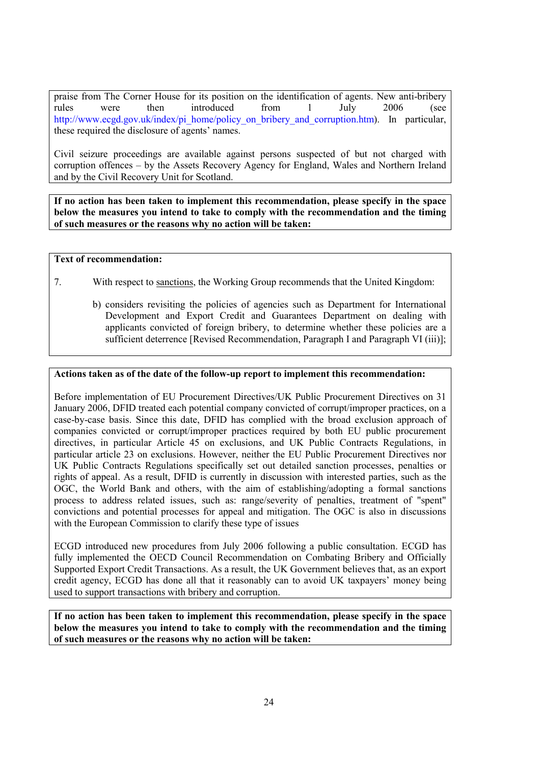praise from The Corner House for its position on the identification of agents. New anti-bribery rules were then introduced from 1 July 2006 (see http://www.ecgd.gov.uk/index/pi_home/policy_on_bribery_and_corruption.htm). In particular, these required the disclosure of agents' names.

Civil seizure proceedings are available against persons suspected of but not charged with corruption offences – by the Assets Recovery Agency for England, Wales and Northern Ireland and by the Civil Recovery Unit for Scotland.

**If no action has been taken to implement this recommendation, please specify in the space below the measures you intend to take to comply with the recommendation and the timing of such measures or the reasons why no action will be taken:**

**Text of recommendation:**

7. With respect to sanctions, the Working Group recommends that the United Kingdom:

b) considers revisiting the policies of agencies such as Department for International Development and Export Credit and Guarantees Department on dealing with applicants convicted of foreign bribery, to determine whether these policies are a sufficient deterrence [Revised Recommendation, Paragraph I and Paragraph VI (iii)];

**Actions taken as of the date of the follow-up report to implement this recommendation:**

Before implementation of EU Procurement Directives/UK Public Procurement Directives on 31 January 2006, DFID treated each potential company convicted of corrupt/improper practices, on a case-by-case basis. Since this date, DFID has complied with the broad exclusion approach of companies convicted or corrupt/improper practices required by both EU public procurement directives, in particular Article 45 on exclusions, and UK Public Contracts Regulations, in particular article 23 on exclusions. However, neither the EU Public Procurement Directives nor UK Public Contracts Regulations specifically set out detailed sanction processes, penalties or rights of appeal. As a result, DFID is currently in discussion with interested parties, such as the OGC, the World Bank and others, with the aim of establishing/adopting a formal sanctions process to address related issues, such as: range/severity of penalties, treatment of "spent" convictions and potential processes for appeal and mitigation. The OGC is also in discussions with the European Commission to clarify these type of issues

ECGD introduced new procedures from July 2006 following a public consultation. ECGD has fully implemented the OECD Council Recommendation on Combating Bribery and Officially Supported Export Credit Transactions. As a result, the UK Government believes that, as an export credit agency, ECGD has done all that it reasonably can to avoid UK taxpayers' money being used to support transactions with bribery and corruption.

**If no action has been taken to implement this recommendation, please specify in the space below the measures you intend to take to comply with the recommendation and the timing of such measures or the reasons why no action will be taken:**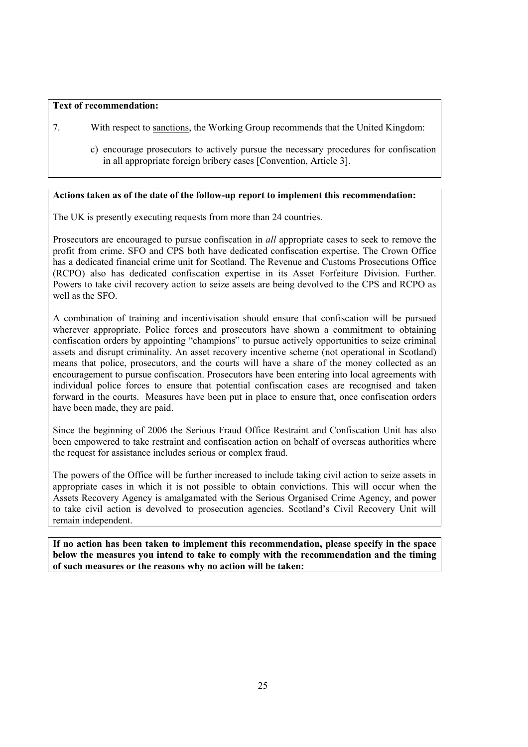**Text of recommendation:**

7. With respect to <u>sanctions</u>, the Working Group recommends that the United Kingdom:

   c) encourage prosecutors to actively pursue the necessary procedures for confiscation in all appropriate foreign bribery cases [Convention, Article 3].

**Actions taken as of the date of the follow-up report to implement this recommendation:**

The UK is presently executing requests from more than 24 countries.

Prosecutors are encouraged to pursue confiscation in *all* appropriate cases to seek to remove the profit from crime. SFO and CPS both have dedicated confiscation expertise. The Crown Office has a dedicated financial crime unit for Scotland. The Revenue and Customs Prosecutions Office (RCPO) also has dedicated confiscation expertise in its Asset Forfeiture Division. Further. Powers to take civil recovery action to seize assets are being devolved to the CPS and RCPO as well as the SFO.

A combination of training and incentivisation should ensure that confiscation will be pursued wherever appropriate. Police forces and prosecutors have shown a commitment to obtaining confiscation orders by appointing "champions" to pursue actively opportunities to seize criminal assets and disrupt criminality. An asset recovery incentive scheme (not operational in Scotland) means that police, prosecutors, and the courts will have a share of the money collected as an encouragement to pursue confiscation. Prosecutors have been entering into local agreements with individual police forces to ensure that potential confiscation cases are recognised and taken forward in the courts. Measures have been put in place to ensure that, once confiscation orders have been made, they are paid.

Since the beginning of 2006 the Serious Fraud Office Restraint and Confiscation Unit has also been empowered to take restraint and confiscation action on behalf of overseas authorities where the request for assistance includes serious or complex fraud.

The powers of the Office will be further increased to include taking civil action to seize assets in appropriate cases in which it is not possible to obtain convictions. This will occur when the Assets Recovery Agency is amalgamated with the Serious Organised Crime Agency, and power to take civil action is devolved to prosecution agencies. Scotland's Civil Recovery Unit will remain independent.

**If no action has been taken to implement this recommendation, please specify in the space below the measures you intend to take to comply with the recommendation and the timing of such measures or the reasons why no action will be taken:**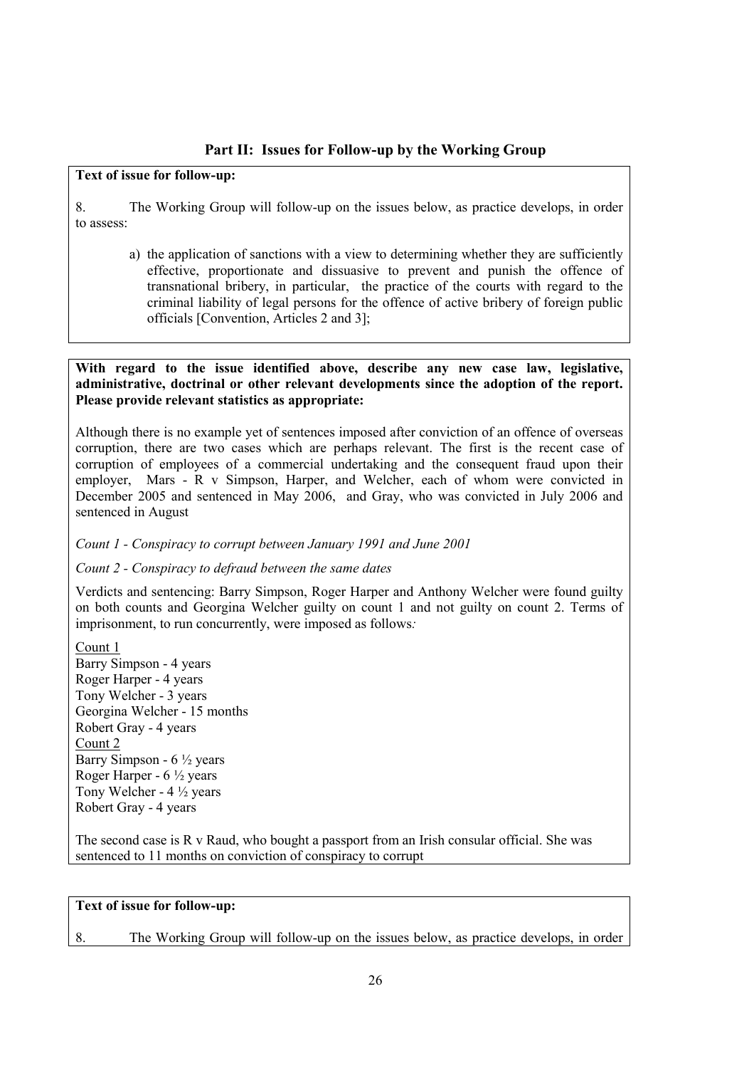## Part II: Issues for Follow-up by the Working Group

**Text of issue for follow-up:**

8. The Working Group will follow-up on the issues below, as practice develops, in order to assess:

a) the application of sanctions with a view to determining whether they are sufficiently effective, proportionate and dissuasive to prevent and punish the offence of transnational bribery, in particular, the practice of the courts with regard to the criminal liability of legal persons for the offence of active bribery of foreign public officials [Convention, Articles 2 and 3];

**With regard to the issue identified above, describe any new case law, legislative, administrative, doctrinal or other relevant developments since the adoption of the report. Please provide relevant statistics as appropriate:**

Although there is no example yet of sentences imposed after conviction of an offence of overseas corruption, there are two cases which are perhaps relevant. The first is the recent case of corruption of employees of a commercial undertaking and the consequent fraud upon their employer, Mars - R v Simpson, Harper, and Welcher, each of whom were convicted in December 2005 and sentenced in May 2006, and Gray, who was convicted in July 2006 and sentenced in August

*Count 1 - Conspiracy to corrupt between January 1991 and June 2001*

*Count 2 - Conspiracy to defraud between the same dates*

Verdicts and sentencing: Barry Simpson, Roger Harper and Anthony Welcher were found guilty on both counts and Georgina Welcher guilty on count 1 and not guilty on count 2. Terms of imprisonment, to run concurrently, were imposed as follows*:*

Count 1
Barry Simpson - 4 years
Roger Harper - 4 years
Tony Welcher - 3 years
Georgina Welcher - 15 months
Robert Gray - 4 years
Count 2
Barry Simpson - 6 ½ years
Roger Harper - 6 ½ years
Tony Welcher - 4 ½ years
Robert Gray - 4 years

The second case is R v Raud, who bought a passport from an Irish consular official. She was sentenced to 11 months on conviction of conspiracy to corrupt

**Text of issue for follow-up:**

8. The Working Group will follow-up on the issues below, as practice develops, in order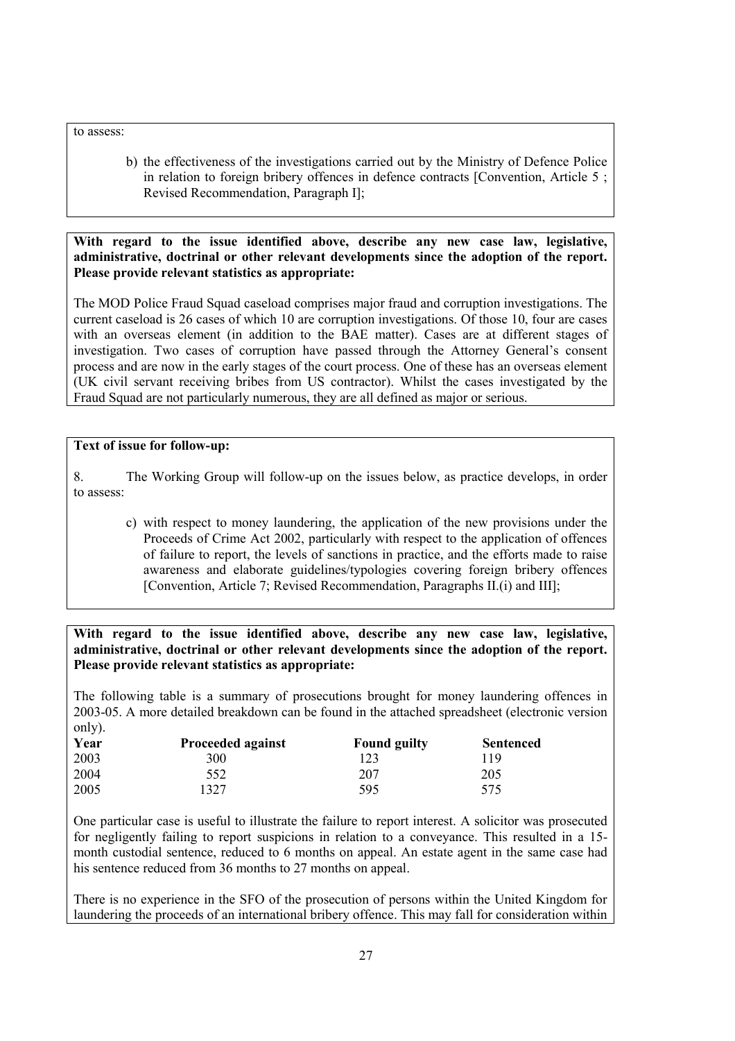to assess:

> b) the effectiveness of the investigations carried out by the Ministry of Defence Police in relation to foreign bribery offences in defence contracts [Convention, Article 5 ; Revised Recommendation, Paragraph I];

**With regard to the issue identified above, describe any new case law, legislative, administrative, doctrinal or other relevant developments since the adoption of the report. Please provide relevant statistics as appropriate:**

The MOD Police Fraud Squad caseload comprises major fraud and corruption investigations. The current caseload is 26 cases of which 10 are corruption investigations. Of those 10, four are cases with an overseas element (in addition to the BAE matter). Cases are at different stages of investigation. Two cases of corruption have passed through the Attorney General's consent process and are now in the early stages of the court process. One of these has an overseas element (UK civil servant receiving bribes from US contractor). Whilst the cases investigated by the Fraud Squad are not particularly numerous, they are all defined as major or serious.

**Text of issue for follow-up:**

8. The Working Group will follow-up on the issues below, as practice develops, in order to assess:

> c) with respect to money laundering, the application of the new provisions under the Proceeds of Crime Act 2002, particularly with respect to the application of offences of failure to report, the levels of sanctions in practice, and the efforts made to raise awareness and elaborate guidelines/typologies covering foreign bribery offences [Convention, Article 7; Revised Recommendation, Paragraphs II.(i) and III];

**With regard to the issue identified above, describe any new case law, legislative, administrative, doctrinal or other relevant developments since the adoption of the report. Please provide relevant statistics as appropriate:**

The following table is a summary of prosecutions brought for money laundering offences in 2003-05. A more detailed breakdown can be found in the attached spreadsheet (electronic version only).

| Year | Proceeded against | Found guilty | Sentenced |
|---|---|---|---|
| 2003 | 300 | 123 | 119 |
| 2004 | 552 | 207 | 205 |
| 2005 | 1327 | 595 | 575 |

One particular case is useful to illustrate the failure to report interest. A solicitor was prosecuted for negligently failing to report suspicions in relation to a conveyance. This resulted in a 15-month custodial sentence, reduced to 6 months on appeal. An estate agent in the same case had his sentence reduced from 36 months to 27 months on appeal.

There is no experience in the SFO of the prosecution of persons within the United Kingdom for laundering the proceeds of an international bribery offence. This may fall for consideration within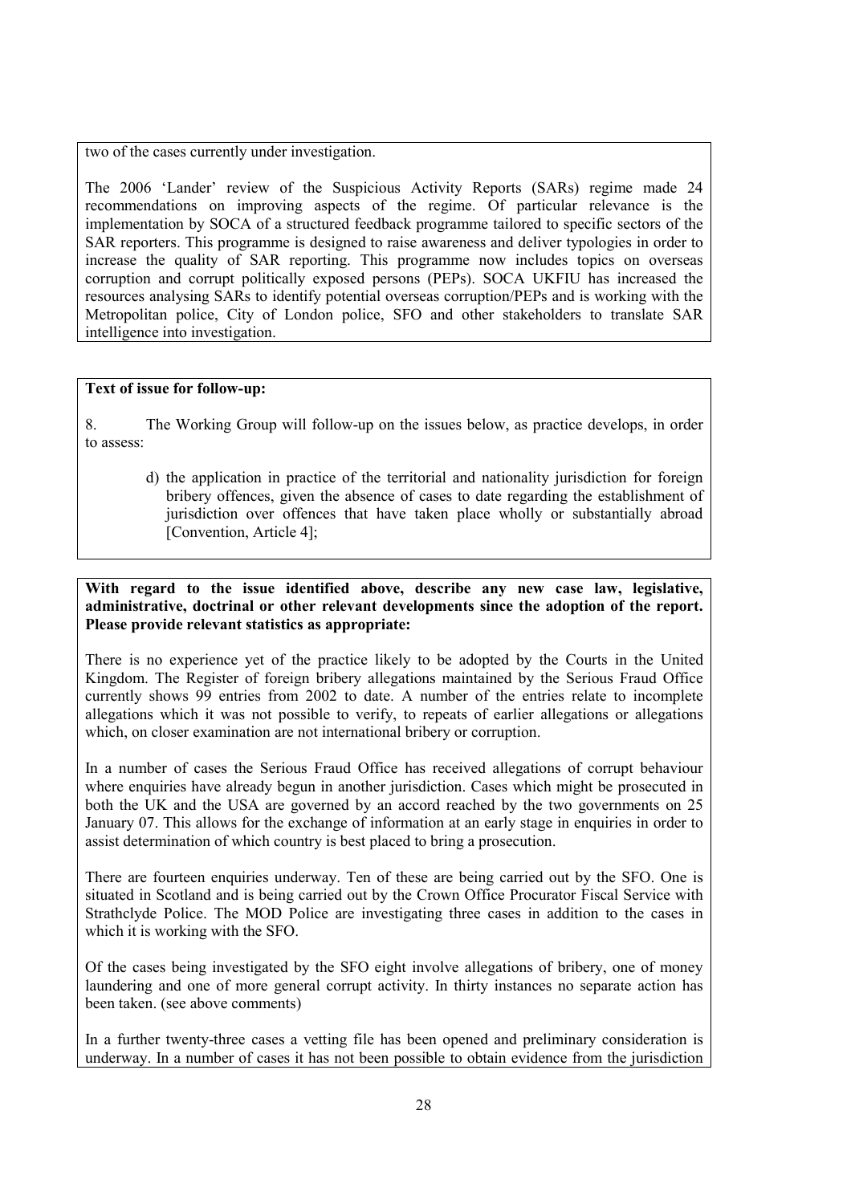two of the cases currently under investigation.

The 2006 'Lander' review of the Suspicious Activity Reports (SARs) regime made 24 recommendations on improving aspects of the regime. Of particular relevance is the implementation by SOCA of a structured feedback programme tailored to specific sectors of the SAR reporters. This programme is designed to raise awareness and deliver typologies in order to increase the quality of SAR reporting. This programme now includes topics on overseas corruption and corrupt politically exposed persons (PEPs). SOCA UKFIU has increased the resources analysing SARs to identify potential overseas corruption/PEPs and is working with the Metropolitan police, City of London police, SFO and other stakeholders to translate SAR intelligence into investigation.

**Text of issue for follow-up:**

8. The Working Group will follow-up on the issues below, as practice develops, in order to assess:

> d) the application in practice of the territorial and nationality jurisdiction for foreign bribery offences, given the absence of cases to date regarding the establishment of jurisdiction over offences that have taken place wholly or substantially abroad [Convention, Article 4];

**With regard to the issue identified above, describe any new case law, legislative, administrative, doctrinal or other relevant developments since the adoption of the report. Please provide relevant statistics as appropriate:**

There is no experience yet of the practice likely to be adopted by the Courts in the United Kingdom. The Register of foreign bribery allegations maintained by the Serious Fraud Office currently shows 99 entries from 2002 to date. A number of the entries relate to incomplete allegations which it was not possible to verify, to repeats of earlier allegations or allegations which, on closer examination are not international bribery or corruption.

In a number of cases the Serious Fraud Office has received allegations of corrupt behaviour where enquiries have already begun in another jurisdiction. Cases which might be prosecuted in both the UK and the USA are governed by an accord reached by the two governments on 25 January 07. This allows for the exchange of information at an early stage in enquiries in order to assist determination of which country is best placed to bring a prosecution.

There are fourteen enquiries underway. Ten of these are being carried out by the SFO. One is situated in Scotland and is being carried out by the Crown Office Procurator Fiscal Service with Strathclyde Police. The MOD Police are investigating three cases in addition to the cases in which it is working with the SFO.

Of the cases being investigated by the SFO eight involve allegations of bribery, one of money laundering and one of more general corrupt activity. In thirty instances no separate action has been taken. (see above comments)

In a further twenty-three cases a vetting file has been opened and preliminary consideration is underway. In a number of cases it has not been possible to obtain evidence from the jurisdiction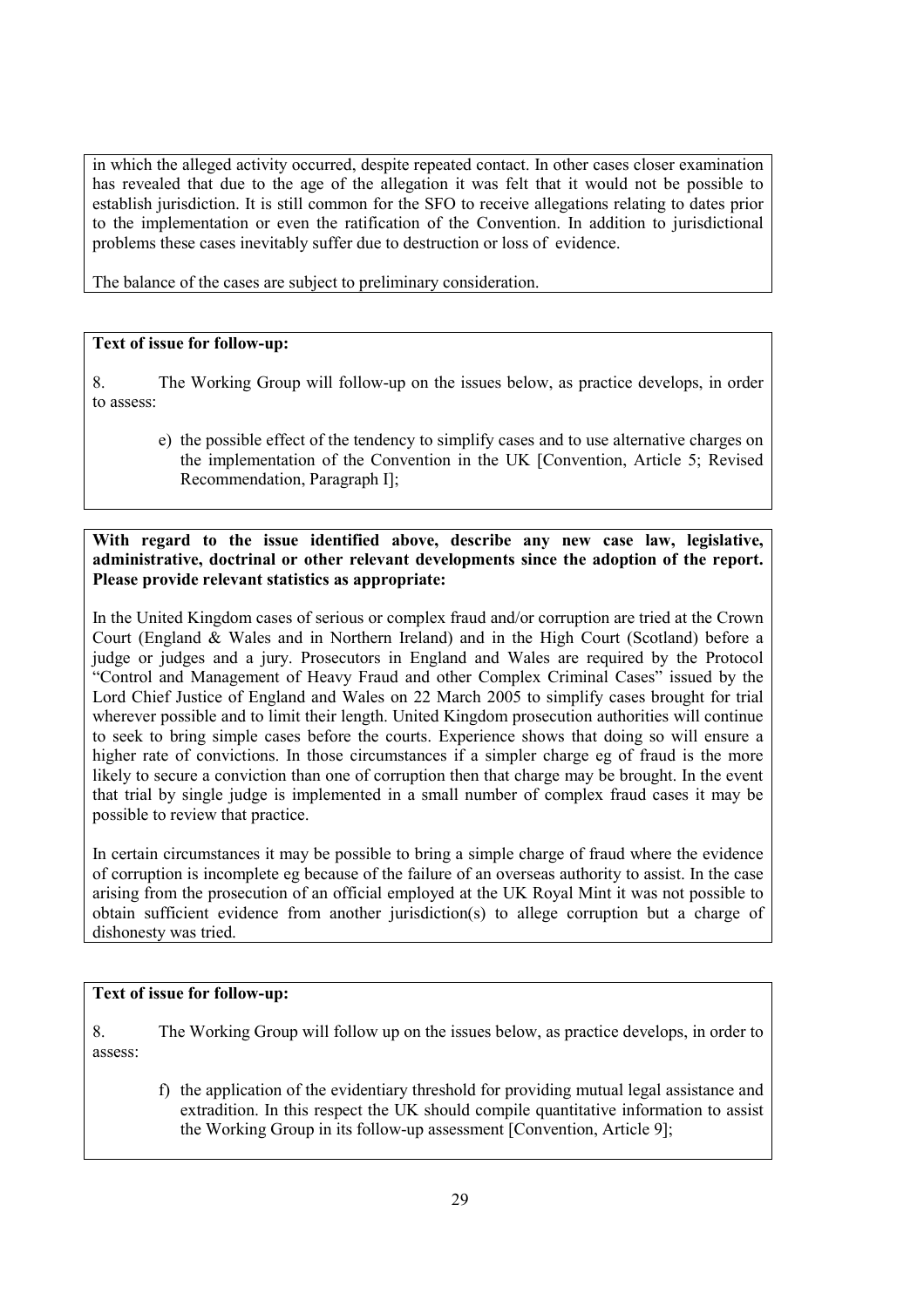in which the alleged activity occurred, despite repeated contact. In other cases closer examination has revealed that due to the age of the allegation it was felt that it would not be possible to establish jurisdiction. It is still common for the SFO to receive allegations relating to dates prior to the implementation or even the ratification of the Convention. In addition to jurisdictional problems these cases inevitably suffer due to destruction or loss of evidence.

The balance of the cases are subject to preliminary consideration.

**Text of issue for follow-up:**

8. The Working Group will follow-up on the issues below, as practice develops, in order to assess:

e) the possible effect of the tendency to simplify cases and to use alternative charges on the implementation of the Convention in the UK [Convention, Article 5; Revised Recommendation, Paragraph I];

**With regard to the issue identified above, describe any new case law, legislative, administrative, doctrinal or other relevant developments since the adoption of the report. Please provide relevant statistics as appropriate:**

In the United Kingdom cases of serious or complex fraud and/or corruption are tried at the Crown Court (England & Wales and in Northern Ireland) and in the High Court (Scotland) before a judge or judges and a jury. Prosecutors in England and Wales are required by the Protocol "Control and Management of Heavy Fraud and other Complex Criminal Cases" issued by the Lord Chief Justice of England and Wales on 22 March 2005 to simplify cases brought for trial wherever possible and to limit their length. United Kingdom prosecution authorities will continue to seek to bring simple cases before the courts. Experience shows that doing so will ensure a higher rate of convictions. In those circumstances if a simpler charge eg of fraud is the more likely to secure a conviction than one of corruption then that charge may be brought. In the event that trial by single judge is implemented in a small number of complex fraud cases it may be possible to review that practice.

In certain circumstances it may be possible to bring a simple charge of fraud where the evidence of corruption is incomplete eg because of the failure of an overseas authority to assist. In the case arising from the prosecution of an official employed at the UK Royal Mint it was not possible to obtain sufficient evidence from another jurisdiction(s) to allege corruption but a charge of dishonesty was tried.

**Text of issue for follow-up:**

8. The Working Group will follow up on the issues below, as practice develops, in order to assess:

f) the application of the evidentiary threshold for providing mutual legal assistance and extradition. In this respect the UK should compile quantitative information to assist the Working Group in its follow-up assessment [Convention, Article 9];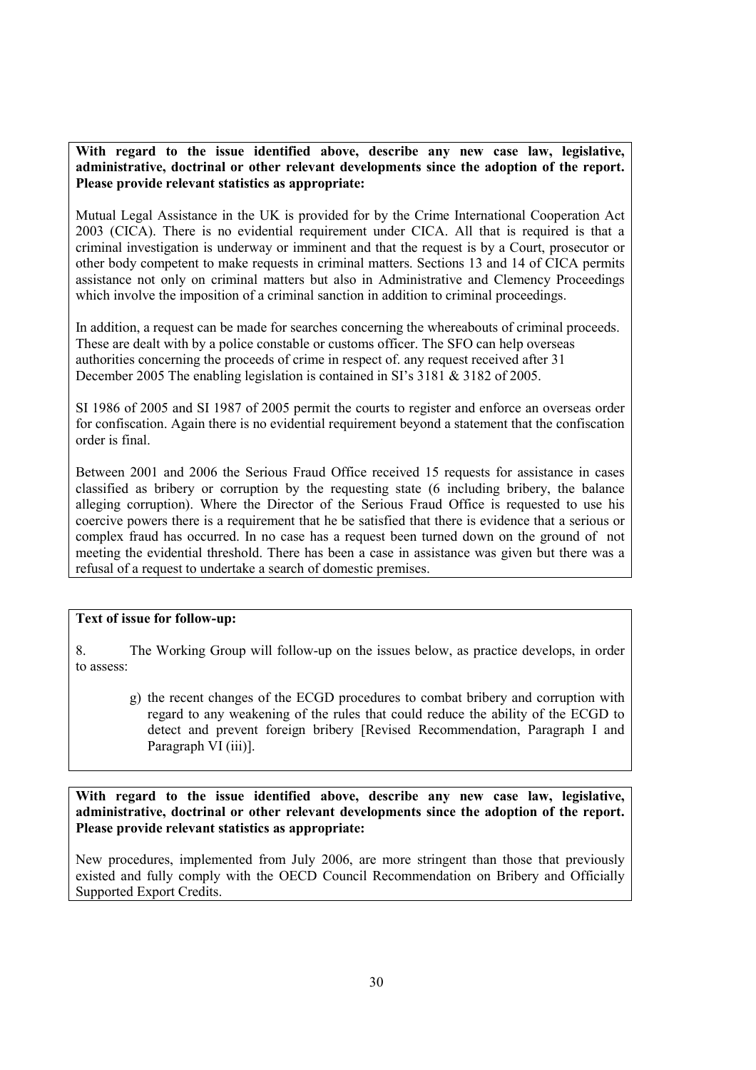**With regard to the issue identified above, describe any new case law, legislative, administrative, doctrinal or other relevant developments since the adoption of the report. Please provide relevant statistics as appropriate:**

Mutual Legal Assistance in the UK is provided for by the Crime International Cooperation Act 2003 (CICA). There is no evidential requirement under CICA. All that is required is that a criminal investigation is underway or imminent and that the request is by a Court, prosecutor or other body competent to make requests in criminal matters. Sections 13 and 14 of CICA permits assistance not only on criminal matters but also in Administrative and Clemency Proceedings which involve the imposition of a criminal sanction in addition to criminal proceedings.

In addition, a request can be made for searches concerning the whereabouts of criminal proceeds. These are dealt with by a police constable or customs officer. The SFO can help overseas authorities concerning the proceeds of crime in respect of. any request received after 31 December 2005 The enabling legislation is contained in SI's 3181 & 3182 of 2005.

SI 1986 of 2005 and SI 1987 of 2005 permit the courts to register and enforce an overseas order for confiscation. Again there is no evidential requirement beyond a statement that the confiscation order is final.

Between 2001 and 2006 the Serious Fraud Office received 15 requests for assistance in cases classified as bribery or corruption by the requesting state (6 including bribery, the balance alleging corruption). Where the Director of the Serious Fraud Office is requested to use his coercive powers there is a requirement that he be satisfied that there is evidence that a serious or complex fraud has occurred. In no case has a request been turned down on the ground of not meeting the evidential threshold. There has been a case in assistance was given but there was a refusal of a request to undertake a search of domestic premises.

**Text of issue for follow-up:**

8. The Working Group will follow-up on the issues below, as practice develops, in order to assess:

g) the recent changes of the ECGD procedures to combat bribery and corruption with regard to any weakening of the rules that could reduce the ability of the ECGD to detect and prevent foreign bribery [Revised Recommendation, Paragraph I and Paragraph VI (iii)].

**With regard to the issue identified above, describe any new case law, legislative, administrative, doctrinal or other relevant developments since the adoption of the report. Please provide relevant statistics as appropriate:**

New procedures, implemented from July 2006, are more stringent than those that previously existed and fully comply with the OECD Council Recommendation on Bribery and Officially Supported Export Credits.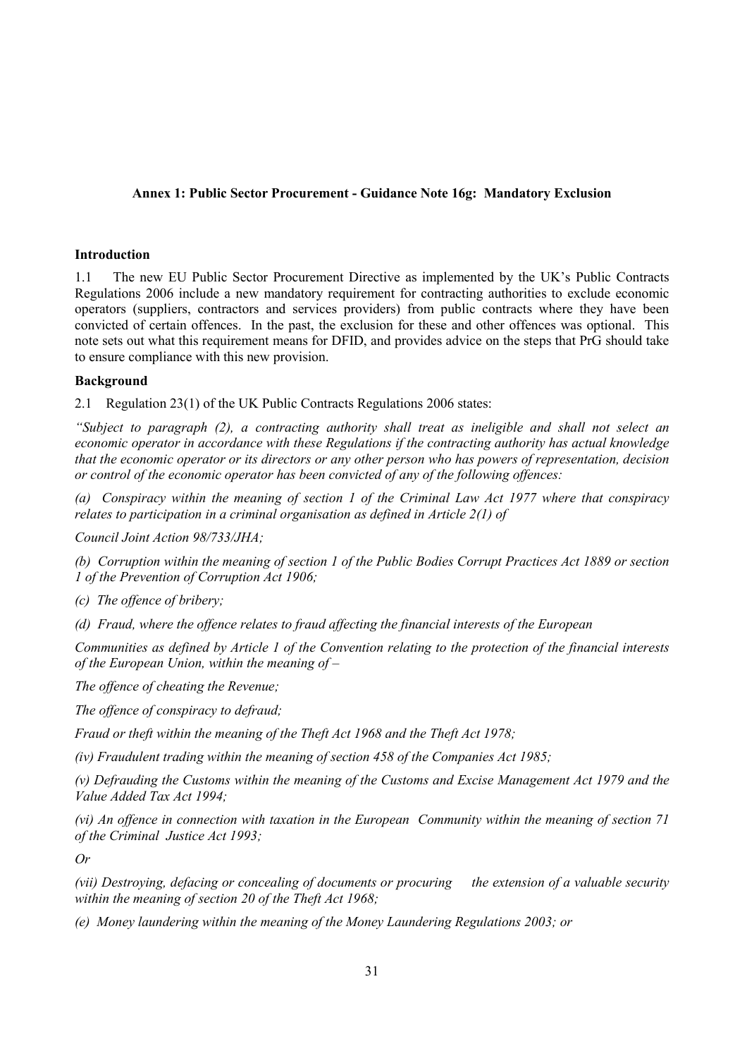**Annex 1: Public Sector Procurement - Guidance Note 16g: Mandatory Exclusion**

**Introduction**

1.1 The new EU Public Sector Procurement Directive as implemented by the UK's Public Contracts Regulations 2006 include a new mandatory requirement for contracting authorities to exclude economic operators (suppliers, contractors and services providers) from public contracts where they have been convicted of certain offences. In the past, the exclusion for these and other offences was optional. This note sets out what this requirement means for DFID, and provides advice on the steps that PrG should take to ensure compliance with this new provision.

**Background**

2.1 Regulation 23(1) of the UK Public Contracts Regulations 2006 states:

*"Subject to paragraph (2), a contracting authority shall treat as ineligible and shall not select an economic operator in accordance with these Regulations if the contracting authority has actual knowledge that the economic operator or its directors or any other person who has powers of representation, decision or control of the economic operator has been convicted of any of the following offences:*

*(a) Conspiracy within the meaning of section 1 of the Criminal Law Act 1977 where that conspiracy relates to participation in a criminal organisation as defined in Article 2(1) of*

*Council Joint Action 98/733/JHA;*

*(b) Corruption within the meaning of section 1 of the Public Bodies Corrupt Practices Act 1889 or section 1 of the Prevention of Corruption Act 1906;*

*(c) The offence of bribery;*

*(d) Fraud, where the offence relates to fraud affecting the financial interests of the European*

*Communities as defined by Article 1 of the Convention relating to the protection of the financial interests of the European Union, within the meaning of –*

*The offence of cheating the Revenue;*

*The offence of conspiracy to defraud;*

*Fraud or theft within the meaning of the Theft Act 1968 and the Theft Act 1978;*

*(iv) Fraudulent trading within the meaning of section 458 of the Companies Act 1985;*

*(v) Defrauding the Customs within the meaning of the Customs and Excise Management Act 1979 and the Value Added Tax Act 1994;*

*(vi) An offence in connection with taxation in the European Community within the meaning of section 71 of the Criminal Justice Act 1993;*

*Or*

*(vii) Destroying, defacing or concealing of documents or procuring the extension of a valuable security within the meaning of section 20 of the Theft Act 1968;*

*(e) Money laundering within the meaning of the Money Laundering Regulations 2003; or*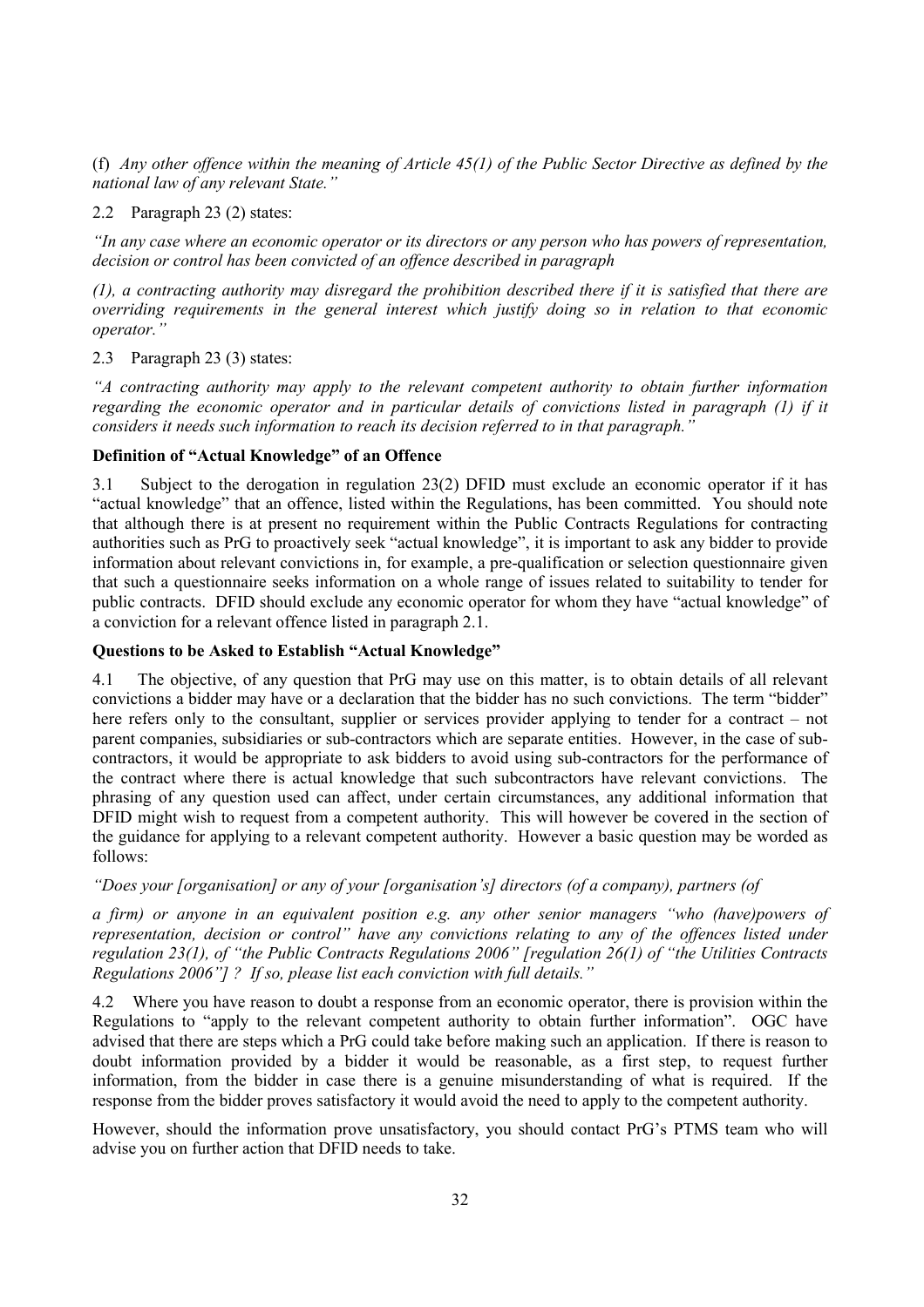(f) *Any other offence within the meaning of Article 45(1) of the Public Sector Directive as defined by the national law of any relevant State."*

2.2 Paragraph 23 (2) states:

*"In any case where an economic operator or its directors or any person who has powers of representation, decision or control has been convicted of an offence described in paragraph*

*(1), a contracting authority may disregard the prohibition described there if it is satisfied that there are overriding requirements in the general interest which justify doing so in relation to that economic operator."*

2.3 Paragraph 23 (3) states:

*"A contracting authority may apply to the relevant competent authority to obtain further information regarding the economic operator and in particular details of convictions listed in paragraph (1) if it considers it needs such information to reach its decision referred to in that paragraph."*

**Definition of "Actual Knowledge" of an Offence**

3.1 Subject to the derogation in regulation 23(2) DFID must exclude an economic operator if it has "actual knowledge" that an offence, listed within the Regulations, has been committed. You should note that although there is at present no requirement within the Public Contracts Regulations for contracting authorities such as PrG to proactively seek "actual knowledge", it is important to ask any bidder to provide information about relevant convictions in, for example, a pre-qualification or selection questionnaire given that such a questionnaire seeks information on a whole range of issues related to suitability to tender for public contracts. DFID should exclude any economic operator for whom they have "actual knowledge" of a conviction for a relevant offence listed in paragraph 2.1.

**Questions to be Asked to Establish "Actual Knowledge"**

4.1 The objective, of any question that PrG may use on this matter, is to obtain details of all relevant convictions a bidder may have or a declaration that the bidder has no such convictions. The term "bidder" here refers only to the consultant, supplier or services provider applying to tender for a contract – not parent companies, subsidiaries or sub-contractors which are separate entities. However, in the case of sub-contractors, it would be appropriate to ask bidders to avoid using sub-contractors for the performance of the contract where there is actual knowledge that such subcontractors have relevant convictions. The phrasing of any question used can affect, under certain circumstances, any additional information that DFID might wish to request from a competent authority. This will however be covered in the section of the guidance for applying to a relevant competent authority. However a basic question may be worded as follows:

*"Does your [organisation] or any of your [organisation's] directors (of a company), partners (of*

*a firm) or anyone in an equivalent position e.g. any other senior managers "who (have)powers of representation, decision or control" have any convictions relating to any of the offences listed under regulation 23(1), of "the Public Contracts Regulations 2006" [regulation 26(1) of "the Utilities Contracts Regulations 2006"] ? If so, please list each conviction with full details."*

4.2 Where you have reason to doubt a response from an economic operator, there is provision within the Regulations to "apply to the relevant competent authority to obtain further information". OGC have advised that there are steps which a PrG could take before making such an application. If there is reason to doubt information provided by a bidder it would be reasonable, as a first step, to request further information, from the bidder in case there is a genuine misunderstanding of what is required. If the response from the bidder proves satisfactory it would avoid the need to apply to the competent authority.

However, should the information prove unsatisfactory, you should contact PrG's PTMS team who will advise you on further action that DFID needs to take.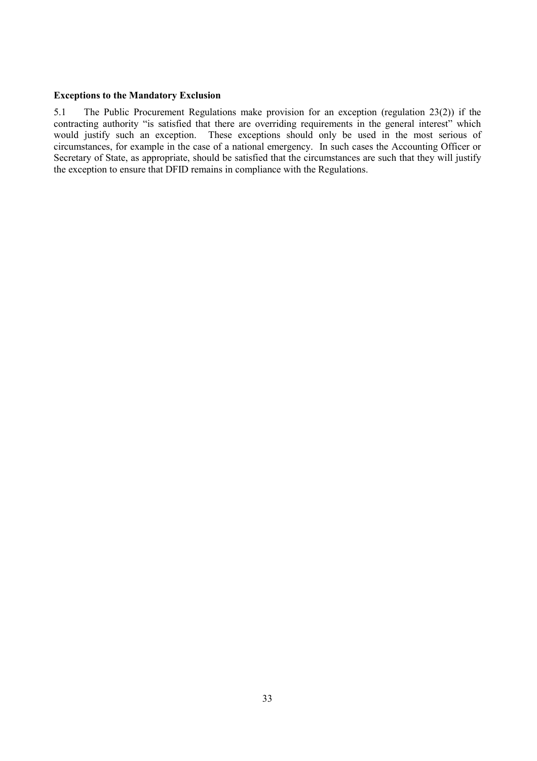**Exceptions to the Mandatory Exclusion**

5.1 The Public Procurement Regulations make provision for an exception (regulation 23(2)) if the contracting authority "is satisfied that there are overriding requirements in the general interest" which would justify such an exception. These exceptions should only be used in the most serious of circumstances, for example in the case of a national emergency. In such cases the Accounting Officer or Secretary of State, as appropriate, should be satisfied that the circumstances are such that they will justify the exception to ensure that DFID remains in compliance with the Regulations.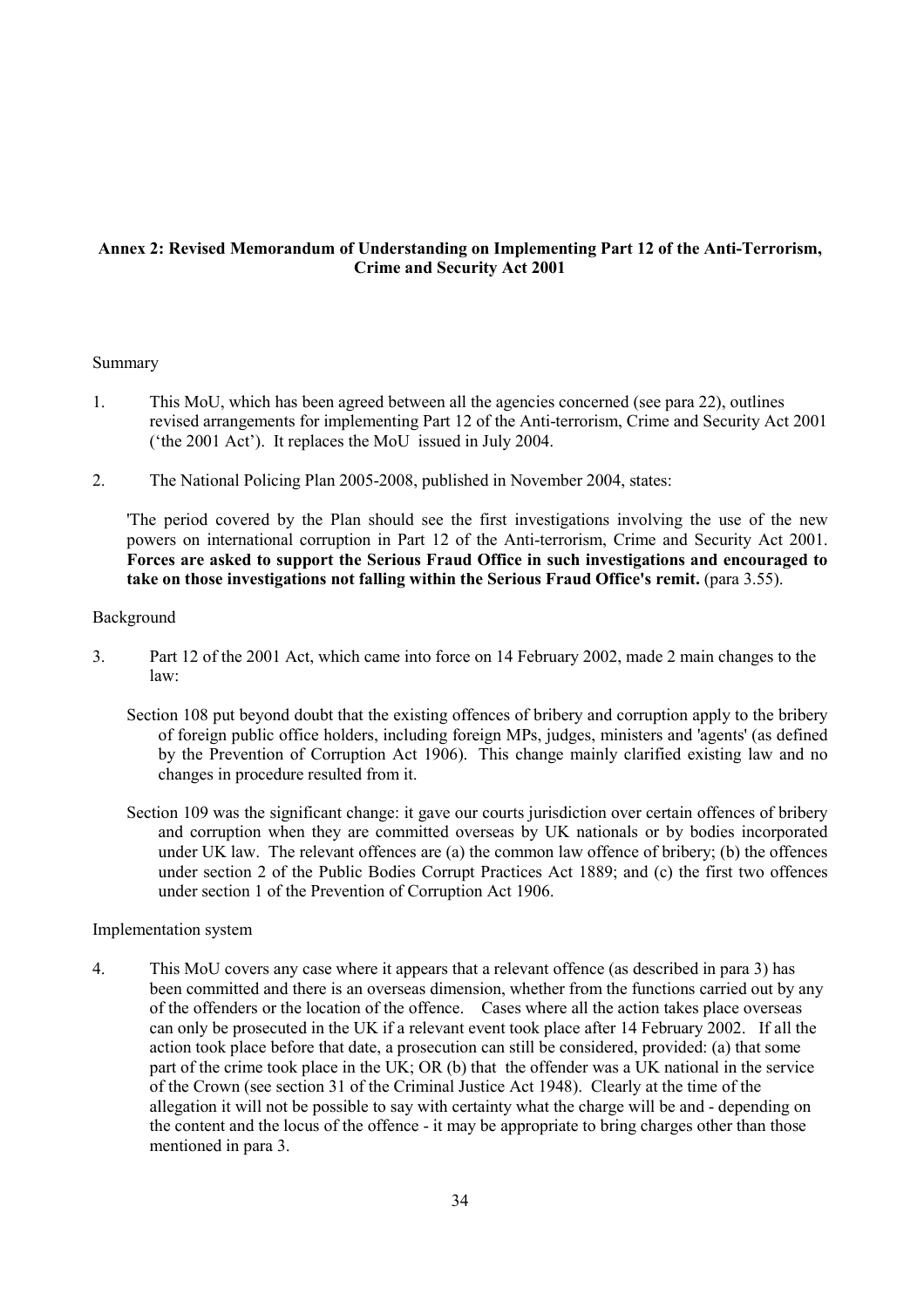**Annex 2: Revised Memorandum of Understanding on Implementing Part 12 of the Anti-Terrorism, Crime and Security Act 2001**

Summary

1. This MoU, which has been agreed between all the agencies concerned (see para 22), outlines revised arrangements for implementing Part 12 of the Anti-terrorism, Crime and Security Act 2001 ('the 2001 Act'). It replaces the MoU issued in July 2004.

2. The National Policing Plan 2005-2008, published in November 2004, states:

'The period covered by the Plan should see the first investigations involving the use of the new powers on international corruption in Part 12 of the Anti-terrorism, Crime and Security Act 2001. **Forces are asked to support the Serious Fraud Office in such investigations and encouraged to take on those investigations not falling within the Serious Fraud Office's remit.** (para 3.55).

Background

3. Part 12 of the 2001 Act, which came into force on 14 February 2002, made 2 main changes to the law:

Section 108 put beyond doubt that the existing offences of bribery and corruption apply to the bribery of foreign public office holders, including foreign MPs, judges, ministers and 'agents' (as defined by the Prevention of Corruption Act 1906). This change mainly clarified existing law and no changes in procedure resulted from it.

Section 109 was the significant change: it gave our courts jurisdiction over certain offences of bribery and corruption when they are committed overseas by UK nationals or by bodies incorporated under UK law. The relevant offences are (a) the common law offence of bribery; (b) the offences under section 2 of the Public Bodies Corrupt Practices Act 1889; and (c) the first two offences under section 1 of the Prevention of Corruption Act 1906.

Implementation system

4. This MoU covers any case where it appears that a relevant offence (as described in para 3) has been committed and there is an overseas dimension, whether from the functions carried out by any of the offenders or the location of the offence. Cases where all the action takes place overseas can only be prosecuted in the UK if a relevant event took place after 14 February 2002. If all the action took place before that date, a prosecution can still be considered, provided: (a) that some part of the crime took place in the UK; OR (b) that the offender was a UK national in the service of the Crown (see section 31 of the Criminal Justice Act 1948). Clearly at the time of the allegation it will not be possible to say with certainty what the charge will be and - depending on the content and the locus of the offence - it may be appropriate to bring charges other than those mentioned in para 3.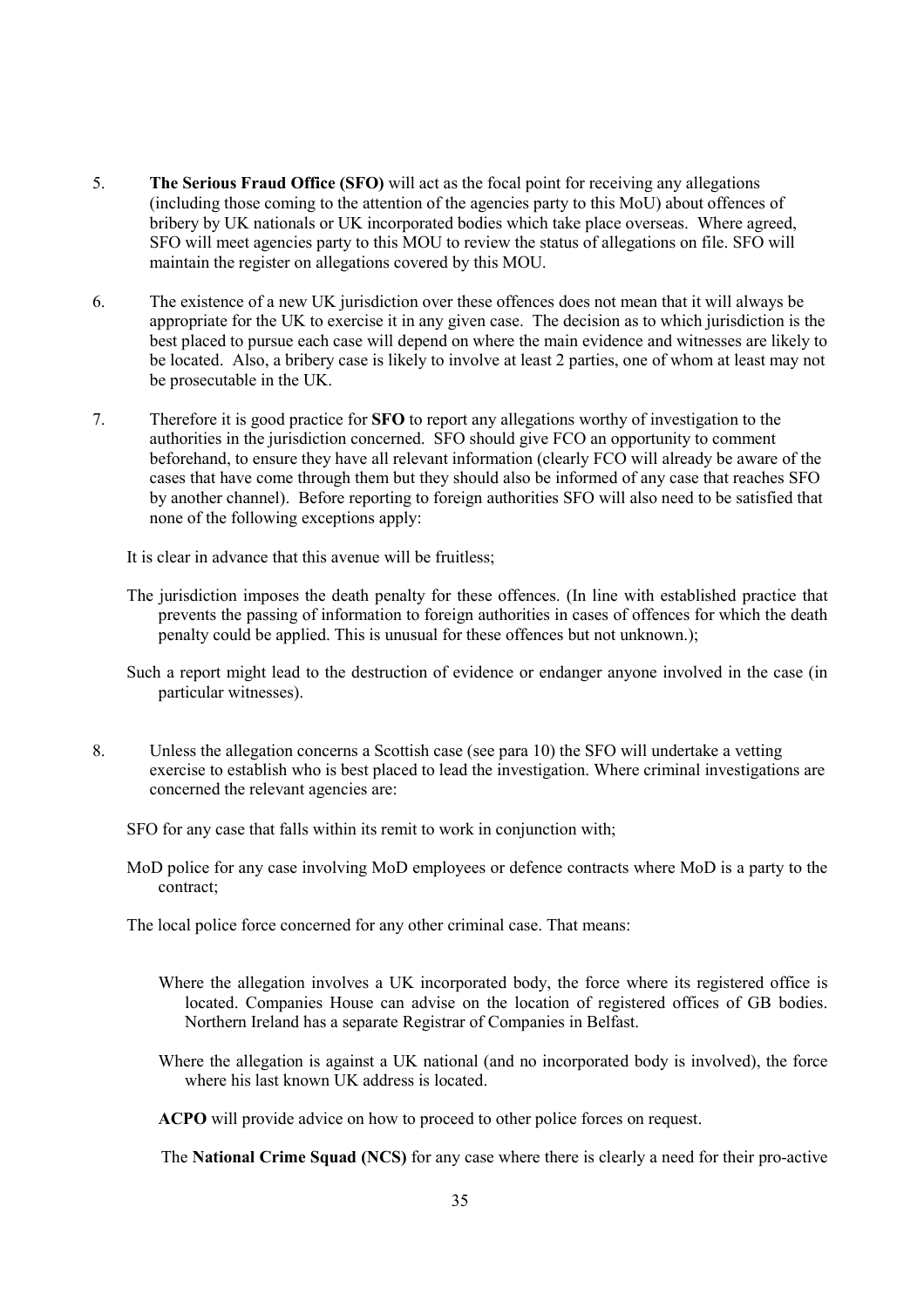5. **The Serious Fraud Office (SFO)** will act as the focal point for receiving any allegations (including those coming to the attention of the agencies party to this MoU) about offences of bribery by UK nationals or UK incorporated bodies which take place overseas. Where agreed, SFO will meet agencies party to this MOU to review the status of allegations on file. SFO will maintain the register on allegations covered by this MOU.

6. The existence of a new UK jurisdiction over these offences does not mean that it will always be appropriate for the UK to exercise it in any given case. The decision as to which jurisdiction is the best placed to pursue each case will depend on where the main evidence and witnesses are likely to be located. Also, a bribery case is likely to involve at least 2 parties, one of whom at least may not be prosecutable in the UK.

7. Therefore it is good practice for **SFO** to report any allegations worthy of investigation to the authorities in the jurisdiction concerned. SFO should give FCO an opportunity to comment beforehand, to ensure they have all relevant information (clearly FCO will already be aware of the cases that have come through them but they should also be informed of any case that reaches SFO by another channel). Before reporting to foreign authorities SFO will also need to be satisfied that none of the following exceptions apply:

   It is clear in advance that this avenue will be fruitless;

   The jurisdiction imposes the death penalty for these offences. (In line with established practice that prevents the passing of information to foreign authorities in cases of offences for which the death penalty could be applied. This is unusual for these offences but not unknown.);

   Such a report might lead to the destruction of evidence or endanger anyone involved in the case (in particular witnesses).

8. Unless the allegation concerns a Scottish case (see para 10) the SFO will undertake a vetting exercise to establish who is best placed to lead the investigation. Where criminal investigations are concerned the relevant agencies are:

   SFO for any case that falls within its remit to work in conjunction with;

   MoD police for any case involving MoD employees or defence contracts where MoD is a party to the contract;

   The local police force concerned for any other criminal case. That means:

   Where the allegation involves a UK incorporated body, the force where its registered office is located. Companies House can advise on the location of registered offices of GB bodies. Northern Ireland has a separate Registrar of Companies in Belfast.

   Where the allegation is against a UK national (and no incorporated body is involved), the force where his last known UK address is located.

   **ACPO** will provide advice on how to proceed to other police forces on request.

   The **National Crime Squad (NCS)** for any case where there is clearly a need for their pro-active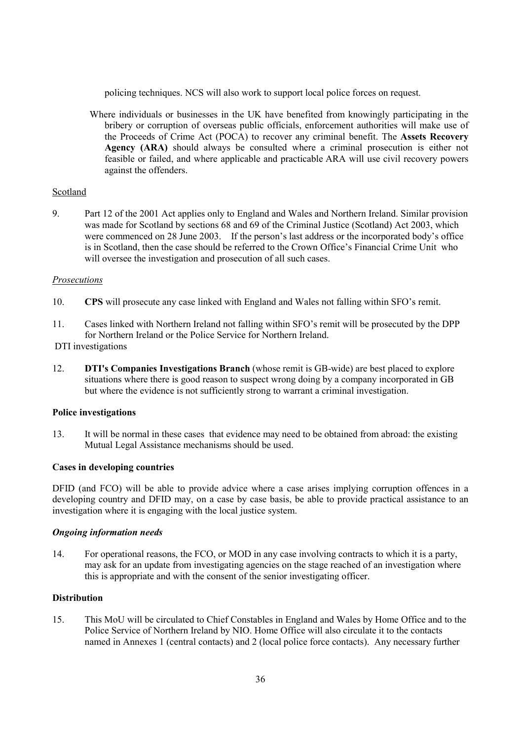policing techniques. NCS will also work to support local police forces on request.

Where individuals or businesses in the UK have benefited from knowingly participating in the bribery or corruption of overseas public officials, enforcement authorities will make use of the Proceeds of Crime Act (POCA) to recover any criminal benefit. The **Assets Recovery Agency (ARA)** should always be consulted where a criminal prosecution is either not feasible or failed, and where applicable and practicable ARA will use civil recovery powers against the offenders.

Scotland

9. Part 12 of the 2001 Act applies only to England and Wales and Northern Ireland. Similar provision was made for Scotland by sections 68 and 69 of the Criminal Justice (Scotland) Act 2003, which were commenced on 28 June 2003. If the person's last address or the incorporated body's office is in Scotland, then the case should be referred to the Crown Office's Financial Crime Unit who will oversee the investigation and prosecution of all such cases.

*Prosecutions*

10. **CPS** will prosecute any case linked with England and Wales not falling within SFO's remit.

11. Cases linked with Northern Ireland not falling within SFO's remit will be prosecuted by the DPP for Northern Ireland or the Police Service for Northern Ireland.

DTI investigations

12. **DTI's Companies Investigations Branch** (whose remit is GB-wide) are best placed to explore situations where there is good reason to suspect wrong doing by a company incorporated in GB but where the evidence is not sufficiently strong to warrant a criminal investigation.

**Police investigations**

13. It will be normal in these cases that evidence may need to be obtained from abroad: the existing Mutual Legal Assistance mechanisms should be used.

**Cases in developing countries**

DFID (and FCO) will be able to provide advice where a case arises implying corruption offences in a developing country and DFID may, on a case by case basis, be able to provide practical assistance to an investigation where it is engaging with the local justice system.

***Ongoing information needs***

14. For operational reasons, the FCO, or MOD in any case involving contracts to which it is a party, may ask for an update from investigating agencies on the stage reached of an investigation where this is appropriate and with the consent of the senior investigating officer.

**Distribution**

15. This MoU will be circulated to Chief Constables in England and Wales by Home Office and to the Police Service of Northern Ireland by NIO. Home Office will also circulate it to the contacts named in Annexes 1 (central contacts) and 2 (local police force contacts). Any necessary further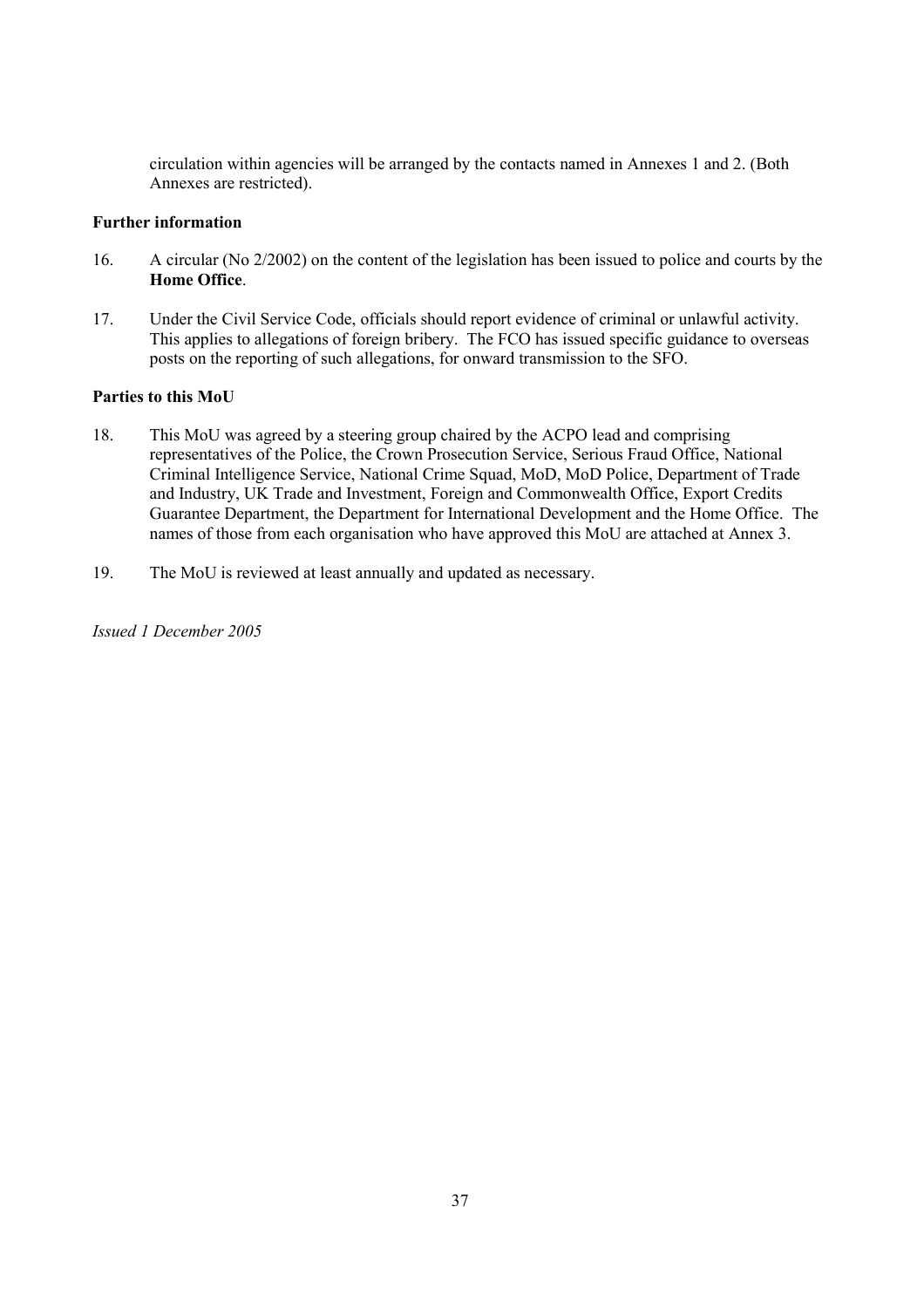circulation within agencies will be arranged by the contacts named in Annexes 1 and 2. (Both Annexes are restricted).

**Further information**

16. A circular (No 2/2002) on the content of the legislation has been issued to police and courts by the **Home Office**.

17. Under the Civil Service Code, officials should report evidence of criminal or unlawful activity. This applies to allegations of foreign bribery. The FCO has issued specific guidance to overseas posts on the reporting of such allegations, for onward transmission to the SFO.

**Parties to this MoU**

18. This MoU was agreed by a steering group chaired by the ACPO lead and comprising representatives of the Police, the Crown Prosecution Service, Serious Fraud Office, National Criminal Intelligence Service, National Crime Squad, MoD, MoD Police, Department of Trade and Industry, UK Trade and Investment, Foreign and Commonwealth Office, Export Credits Guarantee Department, the Department for International Development and the Home Office. The names of those from each organisation who have approved this MoU are attached at Annex 3.

19. The MoU is reviewed at least annually and updated as necessary.

*Issued 1 December 2005*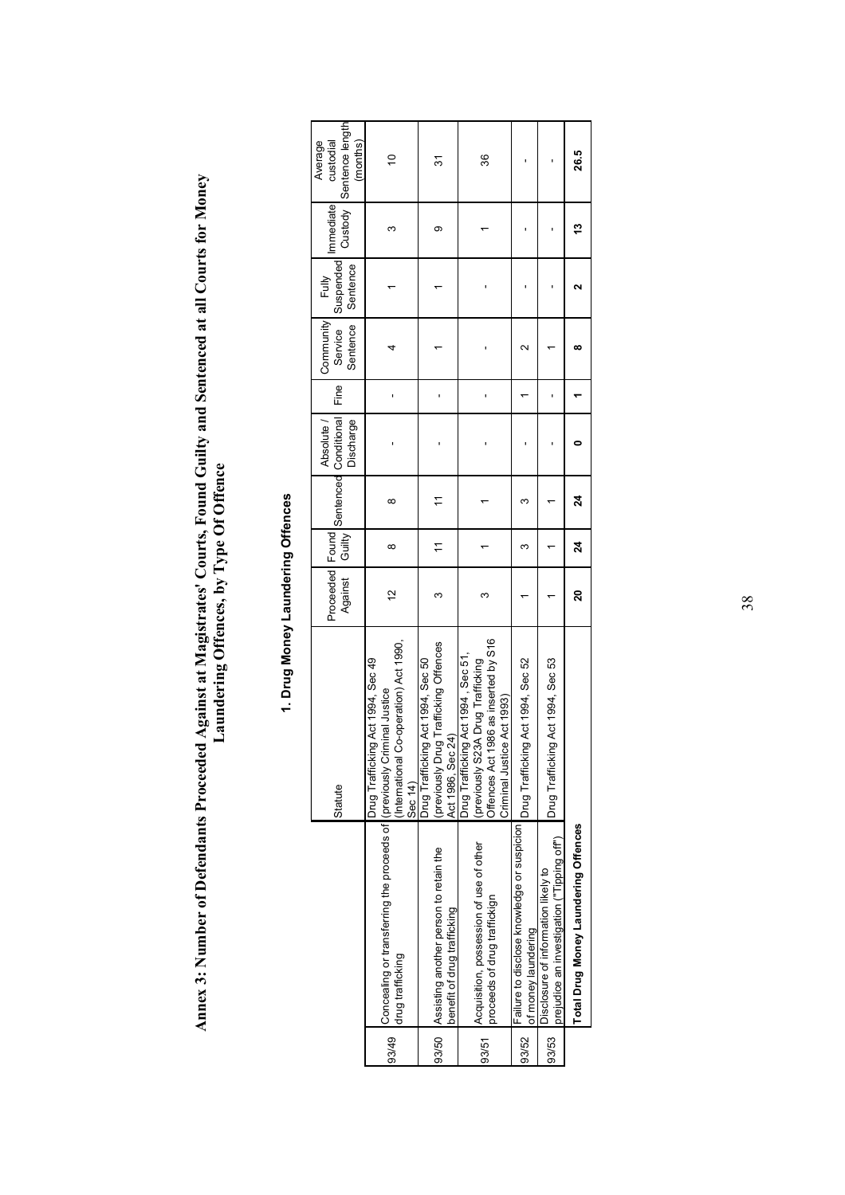# Annex 3: Number of Defendants Proceeded Against at Magistrates' Courts, Found Guilty and Sentenced at all Courts for Money Laundering Offences, by Type Of Offence

## 1. Drug Money Laundering Offences

| | | Statute | Proceeded Against | Found Guilty | Sentenced | Absolute / Conditional Discharge | Fine | Community Service Sentence | Fully Suspended Sentence | Immediate Custody | Average custodial Sentence length (months) |
|---|---|---|---|---|---|---|---|---|---|---|---|
| 93/49 | Concealing or transferring the proceeds of drug trafficking | Drug Trafficking Act 1994, Sec 49 (previously Criminal Justice (International Co-operation) Act 1990, Sec 14) | 12 | 8 | 8 | - | - | 4 | 1 | 3 | 10 |
| 93/50 | Assisting another person to retain the benefit of drug trafficking | Drug Trafficking Act 1994, Sec 50 (previously Drug Trafficking Offences Act 1986, Sec 24) | 3 | 11 | 11 | - | - | 1 | 1 | 9 | 31 |
| 93/51 | Acquisition, possession of use of other proceeds of drug traffickign | Drug Trafficking Act 1994 , Sec 51, (previously S23A Drug Trafficking Offences Act 1986 as inserted by S16 Criminal Justice Act 1993) | 3 | 1 | 1 | - | - | - | - | 1 | 36 |
| 93/52 | Failure to disclose knowledge or suspicion of money laundering | Drug Trafficking Act 1994, Sec 52 | 1 | 3 | 3 | - | 1 | 2 | - | - | - |
| 93/53 | Disclosure of information likely to prejudice an investigation ("Tipping off") | Drug Trafficking Act 1994, Sec 53 | 1 | 1 | 1 | - | - | 1 | - | - | - |
| | **Total Drug Money Laundering Offences** | | **20** | **24** | **24** | **0** | **1** | **8** | **2** | **13** | **26.5** |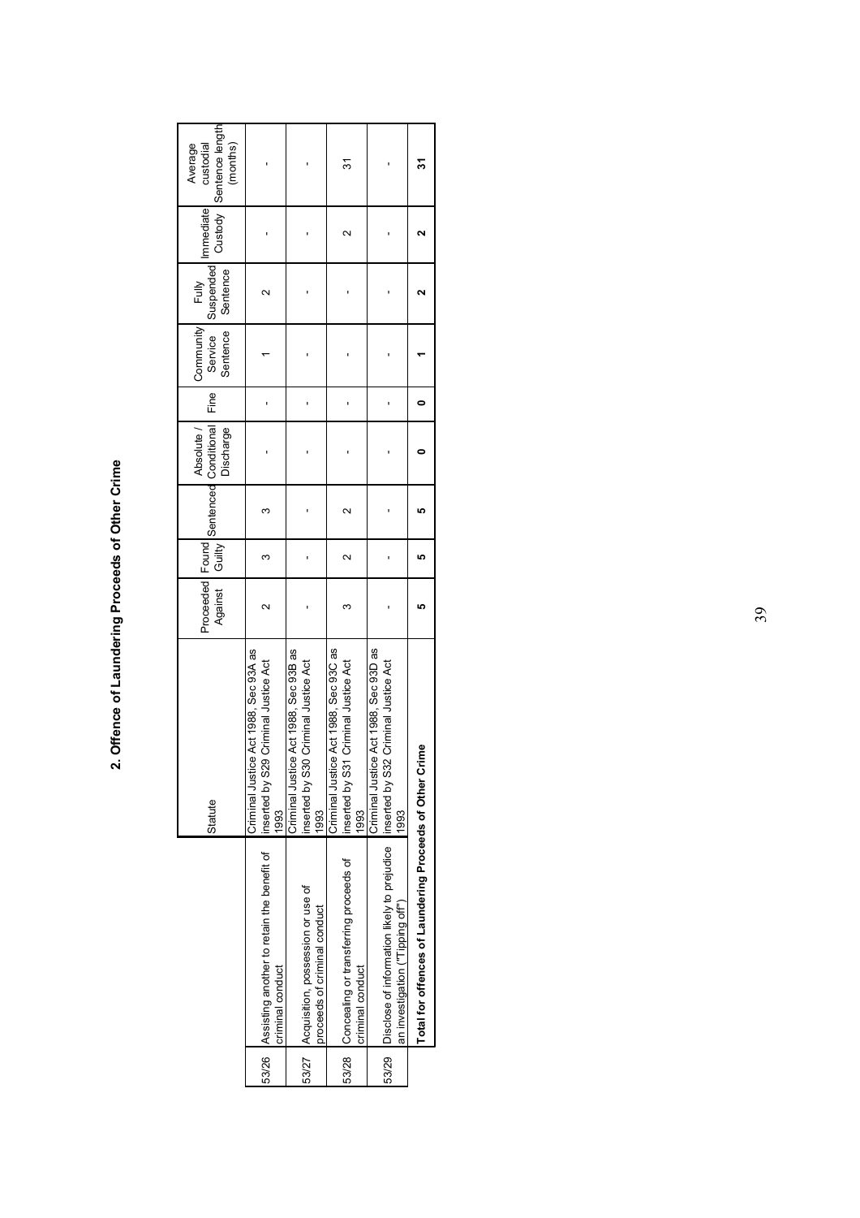## 2. Offence of Laundering Proceeds of Other Crime

| | | Statute | Proceeded Against | Found Guilty | Sentenced | Absolute / Conditional Discharge | Fine | Community Service Sentence | Fully Suspended Sentence | Immediate Custody | Average custodial Sentence length (months) |
|---|---|---|---|---|---|---|---|---|---|---|---|
| 53/26 | Assisting another to retain the benefit of criminal conduct | Criminal Justice Act 1988, Sec 93A as inserted by S29 Criminal Justice Act 1993 | 2 | 3 | 3 | - | - | 1 | 2 | - | - |
| 53/27 | Acquisition, possession or use of proceeds of criminal conduct | Criminal Justice Act 1988, Sec 93B as inserted by S30 Criminal Justice Act 1993 | - | - | - | - | - | - | - | - | - |
| 53/28 | Concealing or transferring proceeds of criminal conduct | Criminal Justice Act 1988, Sec 93C as inserted by S31 Criminal Justice Act 1993 | 3 | 2 | 2 | - | - | - | - | 2 | 31 |
| 53/29 | Disclose of information likely to prejudice an investigation ("Tipping off") | Criminal Justice Act 1988, Sec 93D as inserted by S32 Criminal Justice Act 1993 | - | - | - | - | - | - | - | - | - |
| | **Total for offences of Laundering Proceeds of Other Crime** | | **5** | **5** | **5** | **0** | **0** | **1** | **2** | **2** | **31** |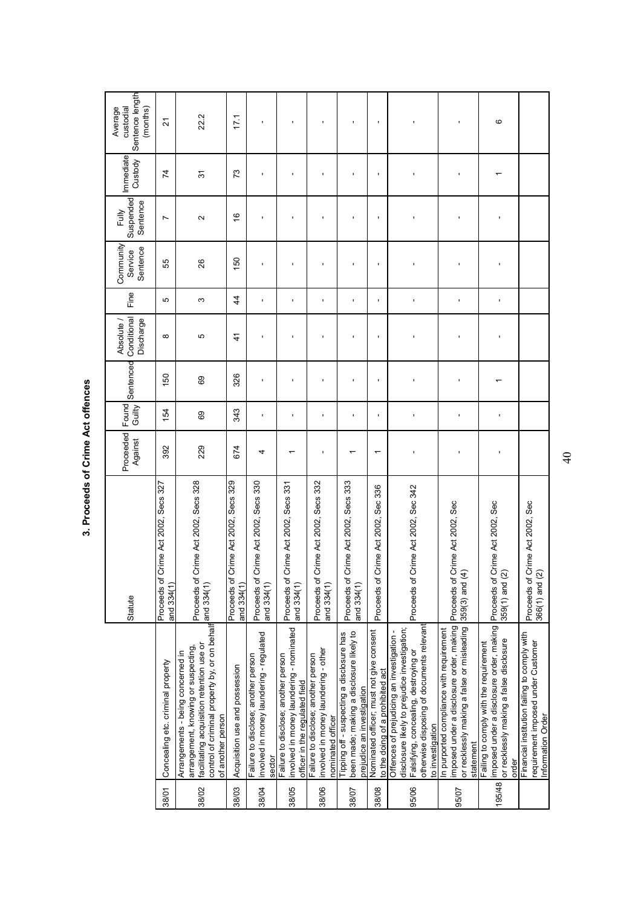## 3. Proceeds of Crime Act offences

| | | Statute | Proceeded Against | Found Guilty | Sentenced | Absolute / Conditional Discharge | Fine | Community Service Sentence | Fully Suspended Sentence | Immediate Custody | Average custodial Sentence length (months) |
|---|---|---|---|---|---|---|---|---|---|---|---|
| 38/01 | Concealing etc. criminal property | Proceeds of Crime Act 2002, Secs 327 and 334(1) | 392 | 154 | 150 | 8 | 5 | 55 | 7 | 74 | 21 |
| 38/02 | Arrangements - being concerned in arrangement, knowing or suspecting, facilitating acquisition retention use or control of criminal property by, or on behalf of another person | Proceeds of Crime Act 2002, Secs 328 and 334(1) | 229 | 69 | 69 | 5 | 3 | 26 | 2 | 31 | 22.2 |
| 38/03 | Acquisition use and possession | Proceeds of Crime Act 2002, Secs 329 and 334(1) | 674 | 343 | 326 | 41 | 44 | 150 | 16 | 73 | 17.1 |
| 38/04 | Failure to disclose; another person involved in money laundering - regulated sector | Proceeds of Crime Act 2002, Secs 330 and 334(1) | 4 | - | - | - | - | - | - | - | - |
| 38/05 | Failure to disclose; another person involved in money laundering - nominated officer in the regulated field | Proceeds of Crime Act 2002, Secs 331 and 334(1) | 1 | - | - | - | - | - | - | - | - |
| 38/06 | Failure to disclose; another person involved in money laundering - other nominated officer | Proceeds of Crime Act 2002, Secs 332 and 334(1) | - | - | - | - | - | - | - | - | - |
| 38/07 | Tipping off - suspecting a disclosure has been made; making a disclosure likely to prejudice an investigation | Proceeds of Crime Act 2002, Secs 333 and 334(1) | 1 | - | - | - | - | - | - | - | - |
| 38/08 | Nominated officer; must not give consent to the doing of a prohibited act | Proceeds of Crime Act 2002, Sec 336 | 1 | - | - | - | - | - | - | - | - |
| 95/06 | Offences of prejudicing an investigation - disclosure likely to prejudice investigation; Falsifying, concealing, destroying or otherwise disposing of documents relevant to investigation | Proceeds of Crime Act 2002, Sec 342 | - | - | - | - | - | - | - | - | - |
| 95/07 | In purported compliance with requirement imposed under a disclosure order, making or recklessly making a false or misleading statement | Proceeds of Crime Act 2002, Sec 359(3) and (4) | - | - | - | - | - | - | - | - | - |
| 195/48 | Failing to comply with the requirement imposed under a disclosure order, making or recklessly making a false disclosure order | Proceeds of Crime Act 2002, Sec 359(1) and (2) | - | - | 1 | - | - | - | - | 1 | 6 |
| | Financial institution failing to comply with requirement imposed under Customer Information Order | Proceeds of Crime Act 2002, Sec 366(1) and (2) | | | | | | | | | |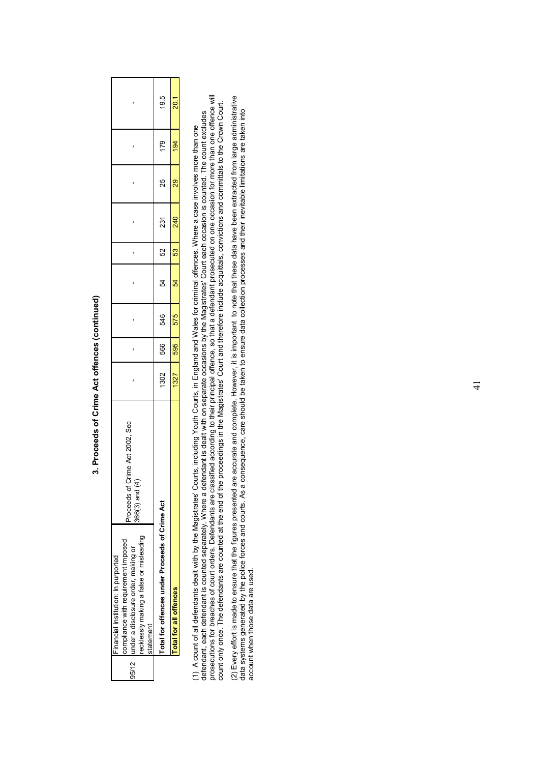## 3. Proceeds of Crime Act offences (continued)

| | | | | | | | | | | | |
|---|---|---|---|---|---|---|---|---|---|---|---|
| 95/12 | Financial Institution: In purported compliance with requirement imposed under a disclosure order, making or recklessly making a false or misleading statement | Proceeds of Crime Act 2002, Sec 366(3) and (4) | - | - | - | - | - | - | - | - | - |
| | **Total for offences under Proceeds of Crime Act** | | 1302 | 566 | 546 | 54 | 52 | 231 | 25 | 179 | 19.5 |
| | **Total for all offences** | | 1327 | 595 | 575 | 54 | 53 | 240 | 29 | 194 | 20.1 |

(1) A count of all defendants dealt with by the Magistrates' Courts, including Youth Courts, in England and Wales for criminal offences. Where a case involves more than one defendant, each defendant is counted separately. Where a defendant is dealt with on separate occasions by the Magistrates' Court each occasion is counted. The count excludes prosecutions for breaches of court orders. Defendants are classified according to their principal offence, so that a defendant prosecuted on one occasion for more than one offence will count only once. The defendants are counted at the end of the proceedings in the Magistrates' Court and therefore include acquittals, convictions and committals to the Crown Court.

(2) Every effort is made to ensure that the figures presented are accurate and complete. However, it is important to note that these data have been extracted from large administrative data systems generated by the police forces and courts. As a consequence, care should be taken to ensure data collection processes and their inevitable limitations are taken into account when those data are used.